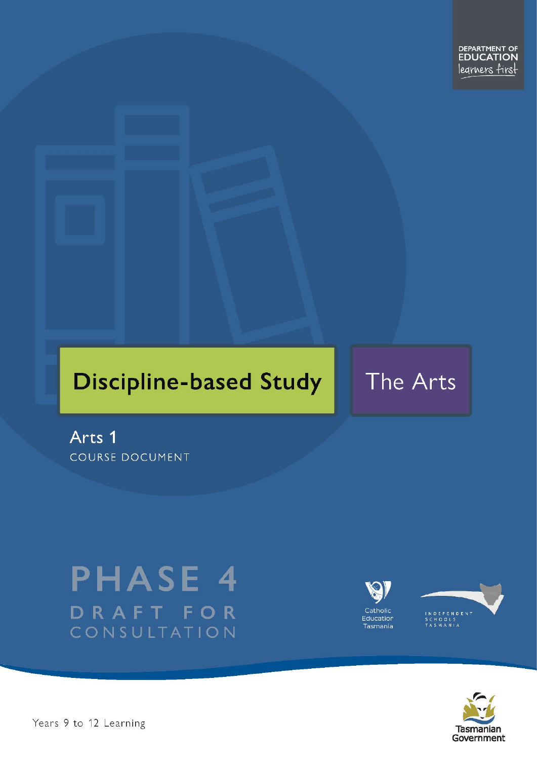DEPARTMENT OF EDUCATION
learners first

# Discipline-based Study

# The Arts

## Arts 1

COURSE DOCUMENT

**PHASE 4**

DRAFT FOR CONSULTATION

Catholic Education Tasmania

INDEPENDENT SCHOOLS TASMANIA

Years 9 to 12 Learning

Tasmanian Government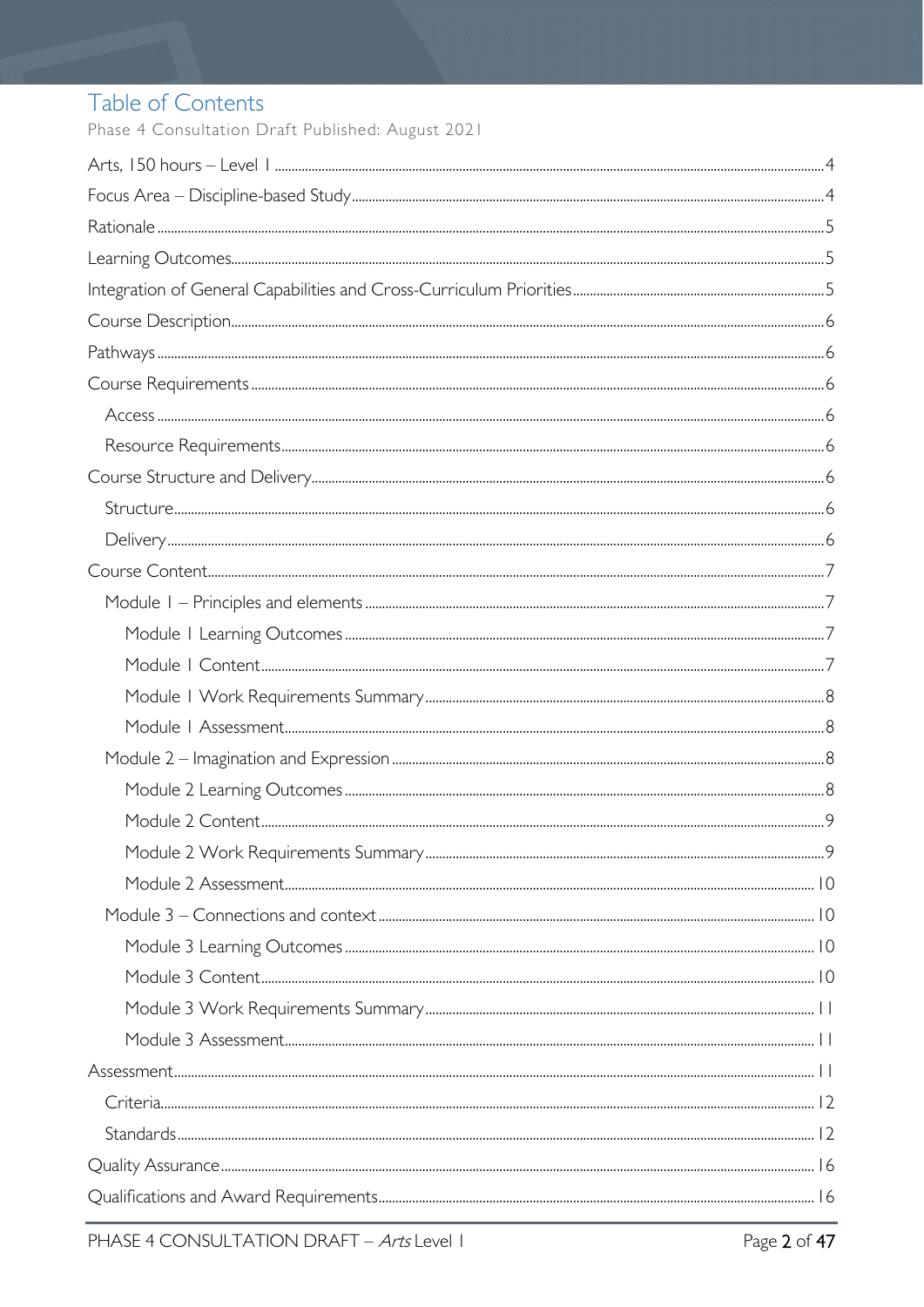# Table of Contents

Phase 4 Consultation Draft Published: August 2021

Arts, 150 hours – Level 1 .....4

Focus Area – Discipline-based Study .....4

Rationale .....5

Learning Outcomes .....5

Integration of General Capabilities and Cross-Curriculum Priorities .....5

Course Description .....6

Pathways .....6

Course Requirements .....6

- Access .....6
- Resource Requirements .....6

Course Structure and Delivery .....6

- Structure .....6
- Delivery .....6

Course Content .....7

- Module 1 – Principles and elements .....7
  - Module 1 Learning Outcomes .....7
  - Module 1 Content .....7
  - Module 1 Work Requirements Summary .....8
  - Module 1 Assessment .....8
- Module 2 – Imagination and Expression .....8
  - Module 2 Learning Outcomes .....8
  - Module 2 Content .....9
  - Module 2 Work Requirements Summary .....9
  - Module 2 Assessment .....10
- Module 3 – Connections and context .....10
  - Module 3 Learning Outcomes .....10
  - Module 3 Content .....10
  - Module 3 Work Requirements Summary .....11
  - Module 3 Assessment .....11

Assessment .....11

- Criteria .....12
- Standards .....12

Quality Assurance .....16

Qualifications and Award Requirements .....16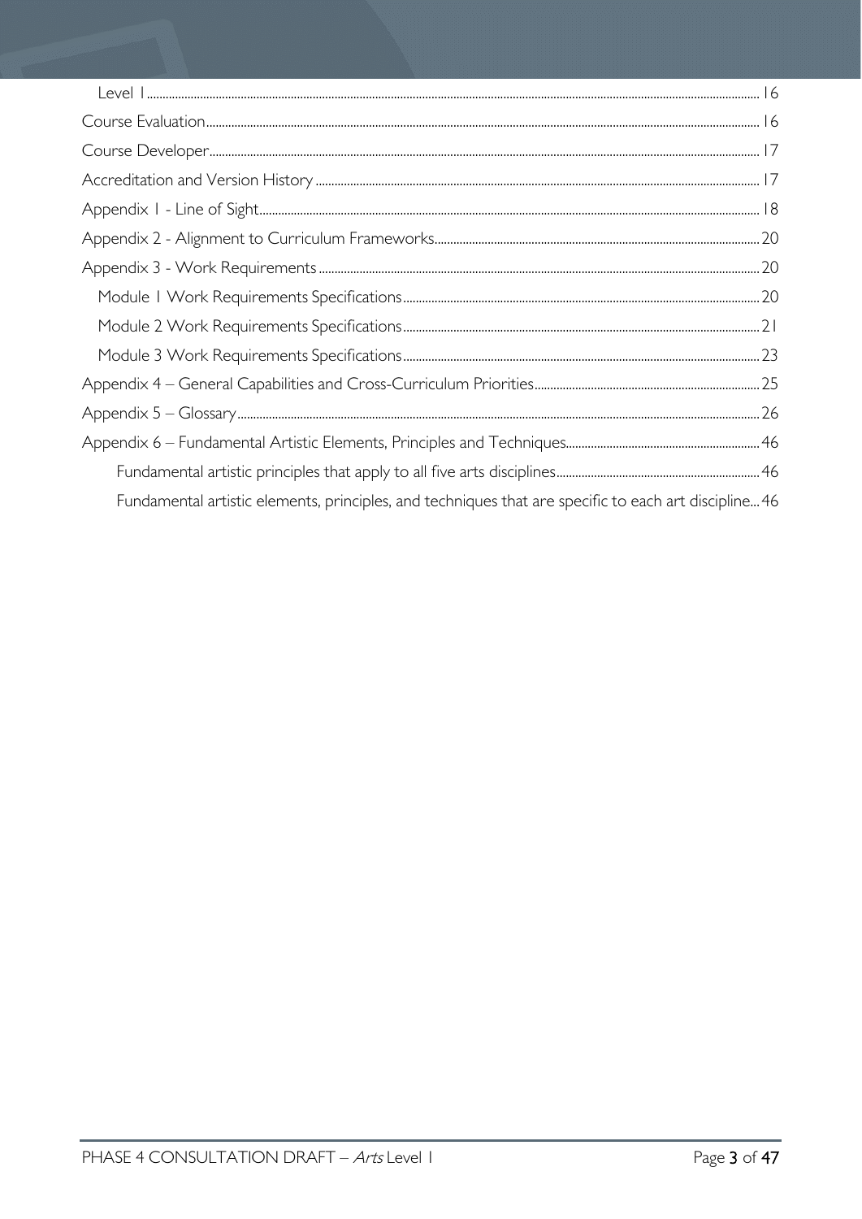- Level 1 ... 16
- Course Evaluation ... 16
- Course Developer ... 17
- Accreditation and Version History ... 17
- Appendix 1 - Line of Sight ... 18
- Appendix 2 - Alignment to Curriculum Frameworks ... 20
- Appendix 3 - Work Requirements ... 20
  - Module 1 Work Requirements Specifications ... 20
  - Module 2 Work Requirements Specifications ... 21
  - Module 3 Work Requirements Specifications ... 23
- Appendix 4 – General Capabilities and Cross-Curriculum Priorities ... 25
- Appendix 5 – Glossary ... 26
- Appendix 6 – Fundamental Artistic Elements, Principles and Techniques ... 46
  - Fundamental artistic principles that apply to all five arts disciplines ... 46
  - Fundamental artistic elements, principles, and techniques that are specific to each art discipline ... 46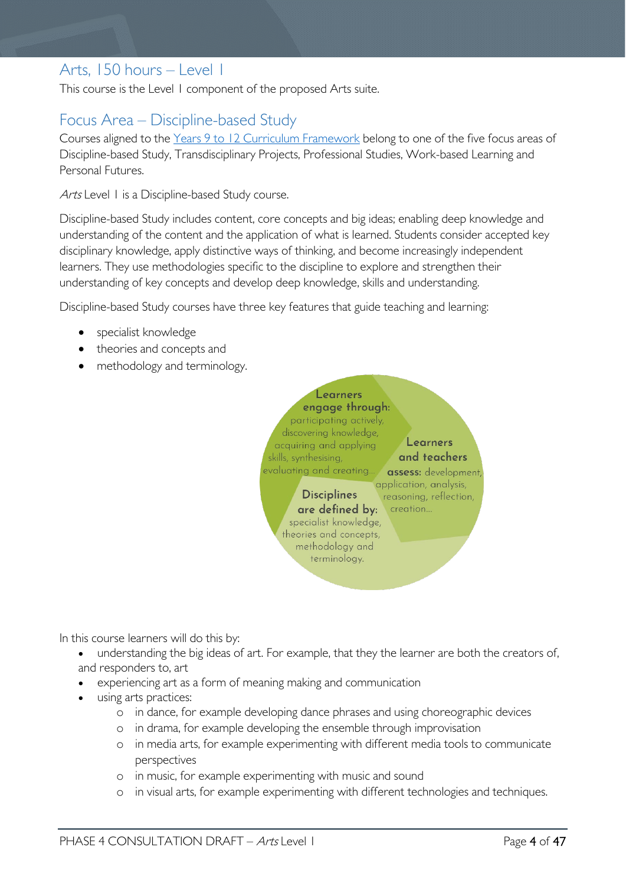## Arts, 150 hours – Level 1

This course is the Level 1 component of the proposed Arts suite.

## Focus Area – Discipline-based Study

Courses aligned to the Years 9 to 12 Curriculum Framework belong to one of the five focus areas of Discipline-based Study, Transdisciplinary Projects, Professional Studies, Work-based Learning and Personal Futures.

*Arts* Level 1 is a Discipline-based Study course.

Discipline-based Study includes content, core concepts and big ideas; enabling deep knowledge and understanding of the content and the application of what is learned. Students consider accepted key disciplinary knowledge, apply distinctive ways of thinking, and become increasingly independent learners. They use methodologies specific to the discipline to explore and strengthen their understanding of key concepts and develop deep knowledge, skills and understanding.

Discipline-based Study courses have three key features that guide teaching and learning:

- specialist knowledge
- theories and concepts and
- methodology and terminology.

**Learners engage through:** participating actively, discovering knowledge, acquiring and applying skills, synthesising, evaluating and creating…

**Learners and teachers assess:** development, application, analysis, reasoning, reflection, creation…

**Disciplines are defined by:** specialist knowledge, theories and concepts, methodology and terminology.

In this course learners will do this by:

- understanding the big ideas of art. For example, that they the learner are both the creators of, and responders to, art
- experiencing art as a form of meaning making and communication
- using arts practices:
  - in dance, for example developing dance phrases and using choreographic devices
  - in drama, for example developing the ensemble through improvisation
  - in media arts, for example experimenting with different media tools to communicate perspectives
  - in music, for example experimenting with music and sound
  - in visual arts, for example experimenting with different technologies and techniques.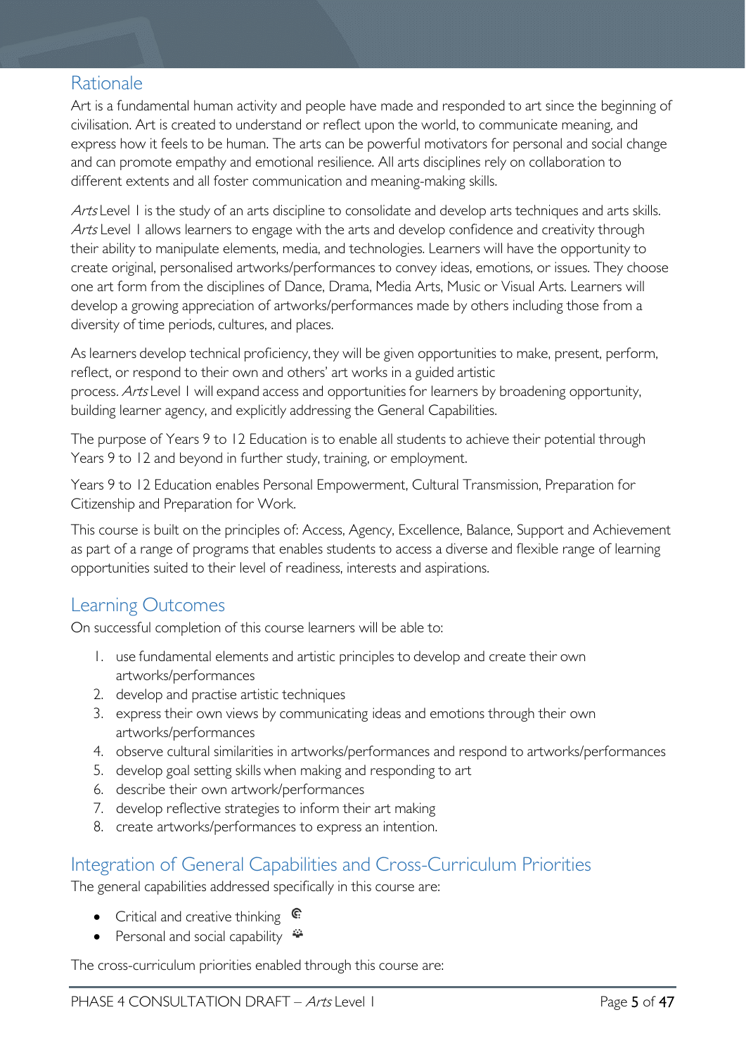## Rationale

Art is a fundamental human activity and people have made and responded to art since the beginning of civilisation. Art is created to understand or reflect upon the world, to communicate meaning, and express how it feels to be human. The arts can be powerful motivators for personal and social change and can promote empathy and emotional resilience. All arts disciplines rely on collaboration to different extents and all foster communication and meaning-making skills.

*Arts* Level 1 is the study of an arts discipline to consolidate and develop arts techniques and arts skills. *Arts* Level 1 allows learners to engage with the arts and develop confidence and creativity through their ability to manipulate elements, media, and technologies. Learners will have the opportunity to create original, personalised artworks/performances to convey ideas, emotions, or issues. They choose one art form from the disciplines of Dance, Drama, Media Arts, Music or Visual Arts. Learners will develop a growing appreciation of artworks/performances made by others including those from a diversity of time periods, cultures, and places.

As learners develop technical proficiency, they will be given opportunities to make, present, perform, reflect, or respond to their own and others' art works in a guided artistic process. *Arts* Level 1 will expand access and opportunities for learners by broadening opportunity, building learner agency, and explicitly addressing the General Capabilities.

The purpose of Years 9 to 12 Education is to enable all students to achieve their potential through Years 9 to 12 and beyond in further study, training, or employment.

Years 9 to 12 Education enables Personal Empowerment, Cultural Transmission, Preparation for Citizenship and Preparation for Work.

This course is built on the principles of: Access, Agency, Excellence, Balance, Support and Achievement as part of a range of programs that enables students to access a diverse and flexible range of learning opportunities suited to their level of readiness, interests and aspirations.

## Learning Outcomes

On successful completion of this course learners will be able to:

1. use fundamental elements and artistic principles to develop and create their own artworks/performances
2. develop and practise artistic techniques
3. express their own views by communicating ideas and emotions through their own artworks/performances
4. observe cultural similarities in artworks/performances and respond to artworks/performances
5. develop goal setting skills when making and responding to art
6. describe their own artwork/performances
7. develop reflective strategies to inform their art making
8. create artworks/performances to express an intention.

## Integration of General Capabilities and Cross-Curriculum Priorities

The general capabilities addressed specifically in this course are:

- Critical and creative thinking
- Personal and social capability

The cross-curriculum priorities enabled through this course are: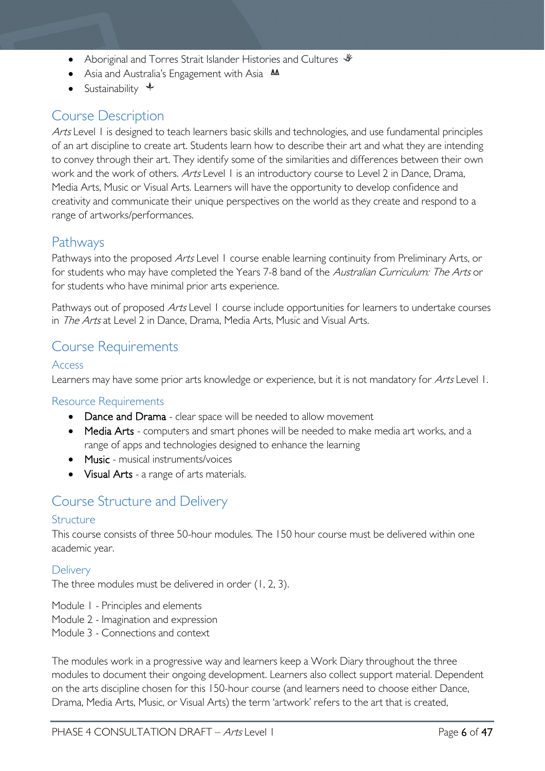- Aboriginal and Torres Strait Islander Histories and Cultures
- Asia and Australia's Engagement with Asia
- Sustainability

## Course Description

*Arts* Level 1 is designed to teach learners basic skills and technologies, and use fundamental principles of an art discipline to create art. Students learn how to describe their art and what they are intending to convey through their art. They identify some of the similarities and differences between their own work and the work of others. *Arts* Level 1 is an introductory course to Level 2 in Dance, Drama, Media Arts, Music or Visual Arts. Learners will have the opportunity to develop confidence and creativity and communicate their unique perspectives on the world as they create and respond to a range of artworks/performances.

## Pathways

Pathways into the proposed *Arts* Level 1 course enable learning continuity from Preliminary Arts, or for students who may have completed the Years 7-8 band of the *Australian Curriculum: The Arts* or for students who have minimal prior arts experience.

Pathways out of proposed *Arts* Level 1 course include opportunities for learners to undertake courses in *The Arts* at Level 2 in Dance, Drama, Media Arts, Music and Visual Arts.

## Course Requirements

### Access

Learners may have some prior arts knowledge or experience, but it is not mandatory for *Arts* Level 1.

### Resource Requirements

- Dance and Drama - clear space will be needed to allow movement
- Media Arts - computers and smart phones will be needed to make media art works, and a range of apps and technologies designed to enhance the learning
- Music - musical instruments/voices
- Visual Arts - a range of arts materials.

## Course Structure and Delivery

### Structure

This course consists of three 50-hour modules. The 150 hour course must be delivered within one academic year.

### Delivery

The three modules must be delivered in order (1, 2, 3).

Module 1 - Principles and elements
Module 2 - Imagination and expression
Module 3 - Connections and context

The modules work in a progressive way and learners keep a Work Diary throughout the three modules to document their ongoing development. Learners also collect support material. Dependent on the arts discipline chosen for this 150-hour course (and learners need to choose either Dance, Drama, Media Arts, Music, or Visual Arts) the term 'artwork' refers to the art that is created,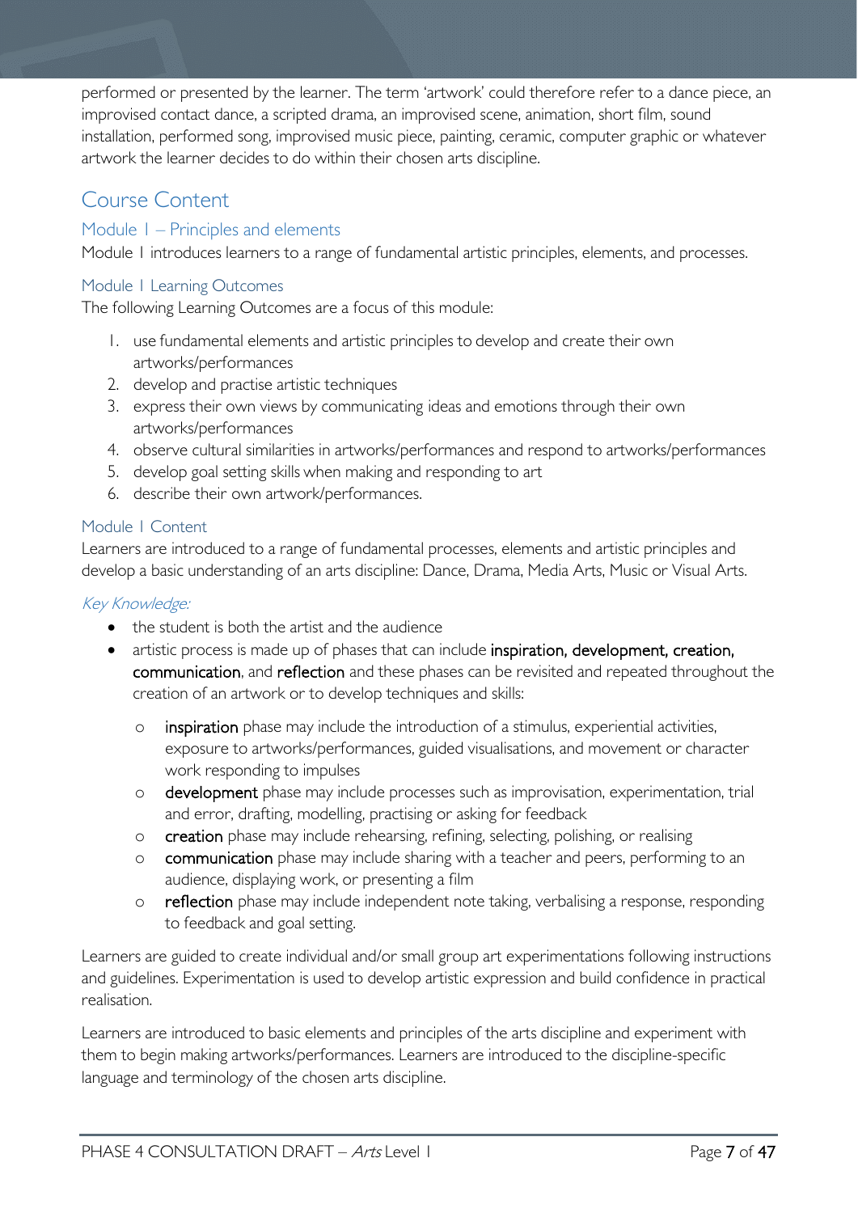performed or presented by the learner. The term 'artwork' could therefore refer to a dance piece, an improvised contact dance, a scripted drama, an improvised scene, animation, short film, sound installation, performed song, improvised music piece, painting, ceramic, computer graphic or whatever artwork the learner decides to do within their chosen arts discipline.

## Course Content

### Module 1 – Principles and elements

Module 1 introduces learners to a range of fundamental artistic principles, elements, and processes.

### Module 1 Learning Outcomes

The following Learning Outcomes are a focus of this module:

1. use fundamental elements and artistic principles to develop and create their own artworks/performances
2. develop and practise artistic techniques
3. express their own views by communicating ideas and emotions through their own artworks/performances
4. observe cultural similarities in artworks/performances and respond to artworks/performances
5. develop goal setting skills when making and responding to art
6. describe their own artwork/performances.

### Module 1 Content

Learners are introduced to a range of fundamental processes, elements and artistic principles and develop a basic understanding of an arts discipline: Dance, Drama, Media Arts, Music or Visual Arts.

*Key Knowledge:*

- the student is both the artist and the audience
- artistic process is made up of phases that can include **inspiration, development, creation, communication**, and **reflection** and these phases can be revisited and repeated throughout the creation of an artwork or to develop techniques and skills:
  - **inspiration** phase may include the introduction of a stimulus, experiential activities, exposure to artworks/performances, guided visualisations, and movement or character work responding to impulses
  - **development** phase may include processes such as improvisation, experimentation, trial and error, drafting, modelling, practising or asking for feedback
  - **creation** phase may include rehearsing, refining, selecting, polishing, or realising
  - **communication** phase may include sharing with a teacher and peers, performing to an audience, displaying work, or presenting a film
  - **reflection** phase may include independent note taking, verbalising a response, responding to feedback and goal setting.

Learners are guided to create individual and/or small group art experimentations following instructions and guidelines. Experimentation is used to develop artistic expression and build confidence in practical realisation.

Learners are introduced to basic elements and principles of the arts discipline and experiment with them to begin making artworks/performances. Learners are introduced to the discipline-specific language and terminology of the chosen arts discipline.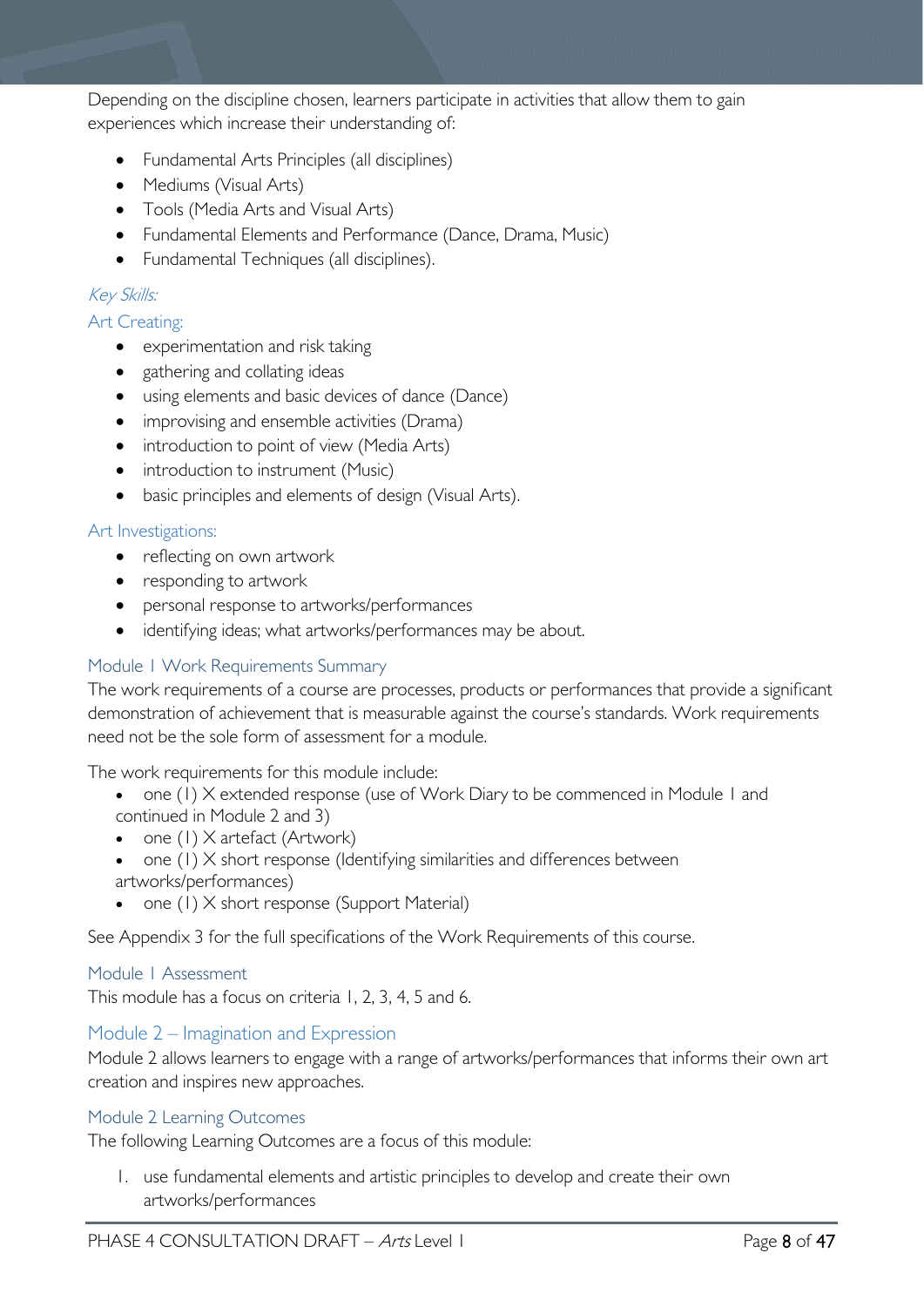Depending on the discipline chosen, learners participate in activities that allow them to gain experiences which increase their understanding of:

- Fundamental Arts Principles (all disciplines)
- Mediums (Visual Arts)
- Tools (Media Arts and Visual Arts)
- Fundamental Elements and Performance (Dance, Drama, Music)
- Fundamental Techniques (all disciplines).

*Key Skills:*

#### Art Creating:

- experimentation and risk taking
- gathering and collating ideas
- using elements and basic devices of dance (Dance)
- improvising and ensemble activities (Drama)
- introduction to point of view (Media Arts)
- introduction to instrument (Music)
- basic principles and elements of design (Visual Arts).

#### Art Investigations:

- reflecting on own artwork
- responding to artwork
- personal response to artworks/performances
- identifying ideas; what artworks/performances may be about.

### Module 1 Work Requirements Summary

The work requirements of a course are processes, products or performances that provide a significant demonstration of achievement that is measurable against the course's standards. Work requirements need not be the sole form of assessment for a module.

The work requirements for this module include:

- one (1) X extended response (use of Work Diary to be commenced in Module 1 and continued in Module 2 and 3)
- one (1) X artefact (Artwork)
- one (1) X short response (Identifying similarities and differences between artworks/performances)
- one (1) X short response (Support Material)

See Appendix 3 for the full specifications of the Work Requirements of this course.

### Module 1 Assessment

This module has a focus on criteria 1, 2, 3, 4, 5 and 6.

## Module 2 – Imagination and Expression

Module 2 allows learners to engage with a range of artworks/performances that informs their own art creation and inspires new approaches.

### Module 2 Learning Outcomes

The following Learning Outcomes are a focus of this module:

1. use fundamental elements and artistic principles to develop and create their own artworks/performances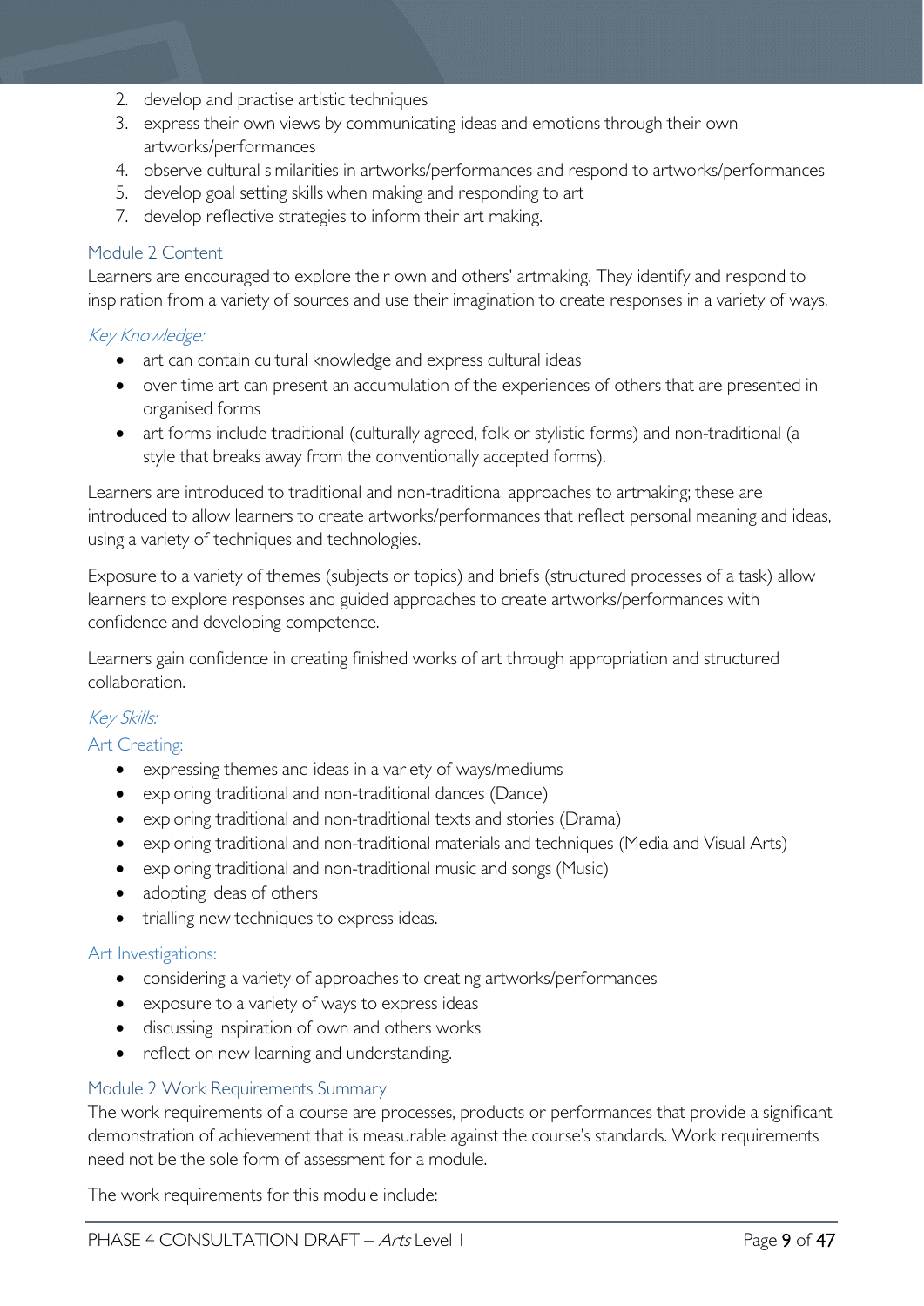2. develop and practise artistic techniques
3. express their own views by communicating ideas and emotions through their own artworks/performances
4. observe cultural similarities in artworks/performances and respond to artworks/performances
5. develop goal setting skills when making and responding to art
7. develop reflective strategies to inform their art making.

### Module 2 Content

Learners are encouraged to explore their own and others' artmaking. They identify and respond to inspiration from a variety of sources and use their imagination to create responses in a variety of ways.

#### *Key Knowledge:*

- art can contain cultural knowledge and express cultural ideas
- over time art can present an accumulation of the experiences of others that are presented in organised forms
- art forms include traditional (culturally agreed, folk or stylistic forms) and non-traditional (a style that breaks away from the conventionally accepted forms).

Learners are introduced to traditional and non-traditional approaches to artmaking; these are introduced to allow learners to create artworks/performances that reflect personal meaning and ideas, using a variety of techniques and technologies.

Exposure to a variety of themes (subjects or topics) and briefs (structured processes of a task) allow learners to explore responses and guided approaches to create artworks/performances with confidence and developing competence.

Learners gain confidence in creating finished works of art through appropriation and structured collaboration.

#### *Key Skills:*

#### Art Creating:

- expressing themes and ideas in a variety of ways/mediums
- exploring traditional and non-traditional dances (Dance)
- exploring traditional and non-traditional texts and stories (Drama)
- exploring traditional and non-traditional materials and techniques (Media and Visual Arts)
- exploring traditional and non-traditional music and songs (Music)
- adopting ideas of others
- trialling new techniques to express ideas.

#### Art Investigations:

- considering a variety of approaches to creating artworks/performances
- exposure to a variety of ways to express ideas
- discussing inspiration of own and others works
- reflect on new learning and understanding.

### Module 2 Work Requirements Summary

The work requirements of a course are processes, products or performances that provide a significant demonstration of achievement that is measurable against the course's standards. Work requirements need not be the sole form of assessment for a module.

The work requirements for this module include: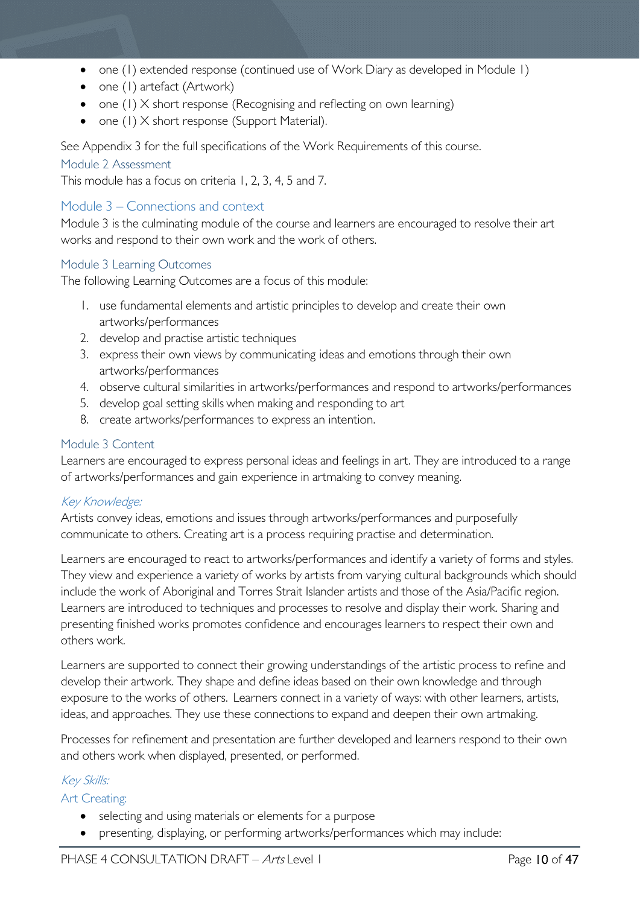- one (1) extended response (continued use of Work Diary as developed in Module 1)
- one (1) artefact (Artwork)
- one (1) X short response (Recognising and reflecting on own learning)
- one (1) X short response (Support Material).

See Appendix 3 for the full specifications of the Work Requirements of this course.

### Module 2 Assessment

This module has a focus on criteria 1, 2, 3, 4, 5 and 7.

## Module 3 – Connections and context

Module 3 is the culminating module of the course and learners are encouraged to resolve their art works and respond to their own work and the work of others.

### Module 3 Learning Outcomes

The following Learning Outcomes are a focus of this module:

1. use fundamental elements and artistic principles to develop and create their own artworks/performances
2. develop and practise artistic techniques
3. express their own views by communicating ideas and emotions through their own artworks/performances
4. observe cultural similarities in artworks/performances and respond to artworks/performances
5. develop goal setting skills when making and responding to art
8. create artworks/performances to express an intention.

### Module 3 Content

Learners are encouraged to express personal ideas and feelings in art. They are introduced to a range of artworks/performances and gain experience in artmaking to convey meaning.

#### *Key Knowledge:*

Artists convey ideas, emotions and issues through artworks/performances and purposefully communicate to others. Creating art is a process requiring practise and determination.

Learners are encouraged to react to artworks/performances and identify a variety of forms and styles. They view and experience a variety of works by artists from varying cultural backgrounds which should include the work of Aboriginal and Torres Strait Islander artists and those of the Asia/Pacific region. Learners are introduced to techniques and processes to resolve and display their work. Sharing and presenting finished works promotes confidence and encourages learners to respect their own and others work.

Learners are supported to connect their growing understandings of the artistic process to refine and develop their artwork. They shape and define ideas based on their own knowledge and through exposure to the works of others. Learners connect in a variety of ways: with other learners, artists, ideas, and approaches. They use these connections to expand and deepen their own artmaking.

Processes for refinement and presentation are further developed and learners respond to their own and others work when displayed, presented, or performed.

#### *Key Skills:*

##### Art Creating:

- selecting and using materials or elements for a purpose
- presenting, displaying, or performing artworks/performances which may include: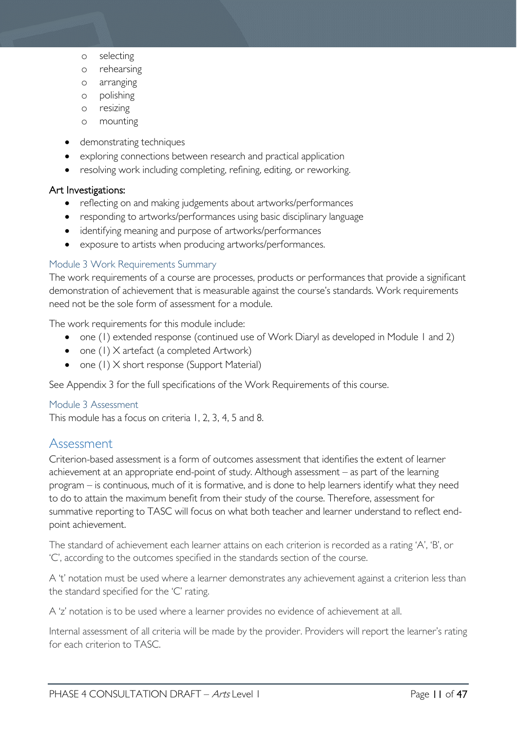- selecting
    - rehearsing
    - arranging
    - polishing
    - resizing
    - mounting
- demonstrating techniques
- exploring connections between research and practical application
- resolving work including completing, refining, editing, or reworking.

Art Investigations:

- reflecting on and making judgements about artworks/performances
- responding to artworks/performances using basic disciplinary language
- identifying meaning and purpose of artworks/performances
- exposure to artists when producing artworks/performances.

### Module 3 Work Requirements Summary

The work requirements of a course are processes, products or performances that provide a significant demonstration of achievement that is measurable against the course's standards. Work requirements need not be the sole form of assessment for a module.

The work requirements for this module include:

- one (1) extended response (continued use of Work Diaryl as developed in Module 1 and 2)
- one (1) X artefact (a completed Artwork)
- one (1) X short response (Support Material)

See Appendix 3 for the full specifications of the Work Requirements of this course.

### Module 3 Assessment

This module has a focus on criteria 1, 2, 3, 4, 5 and 8.

## Assessment

Criterion-based assessment is a form of outcomes assessment that identifies the extent of learner achievement at an appropriate end-point of study. Although assessment – as part of the learning program – is continuous, much of it is formative, and is done to help learners identify what they need to do to attain the maximum benefit from their study of the course. Therefore, assessment for summative reporting to TASC will focus on what both teacher and learner understand to reflect end-point achievement.

The standard of achievement each learner attains on each criterion is recorded as a rating 'A', 'B', or 'C', according to the outcomes specified in the standards section of the course.

A 't' notation must be used where a learner demonstrates any achievement against a criterion less than the standard specified for the 'C' rating.

A 'z' notation is to be used where a learner provides no evidence of achievement at all.

Internal assessment of all criteria will be made by the provider. Providers will report the learner's rating for each criterion to TASC.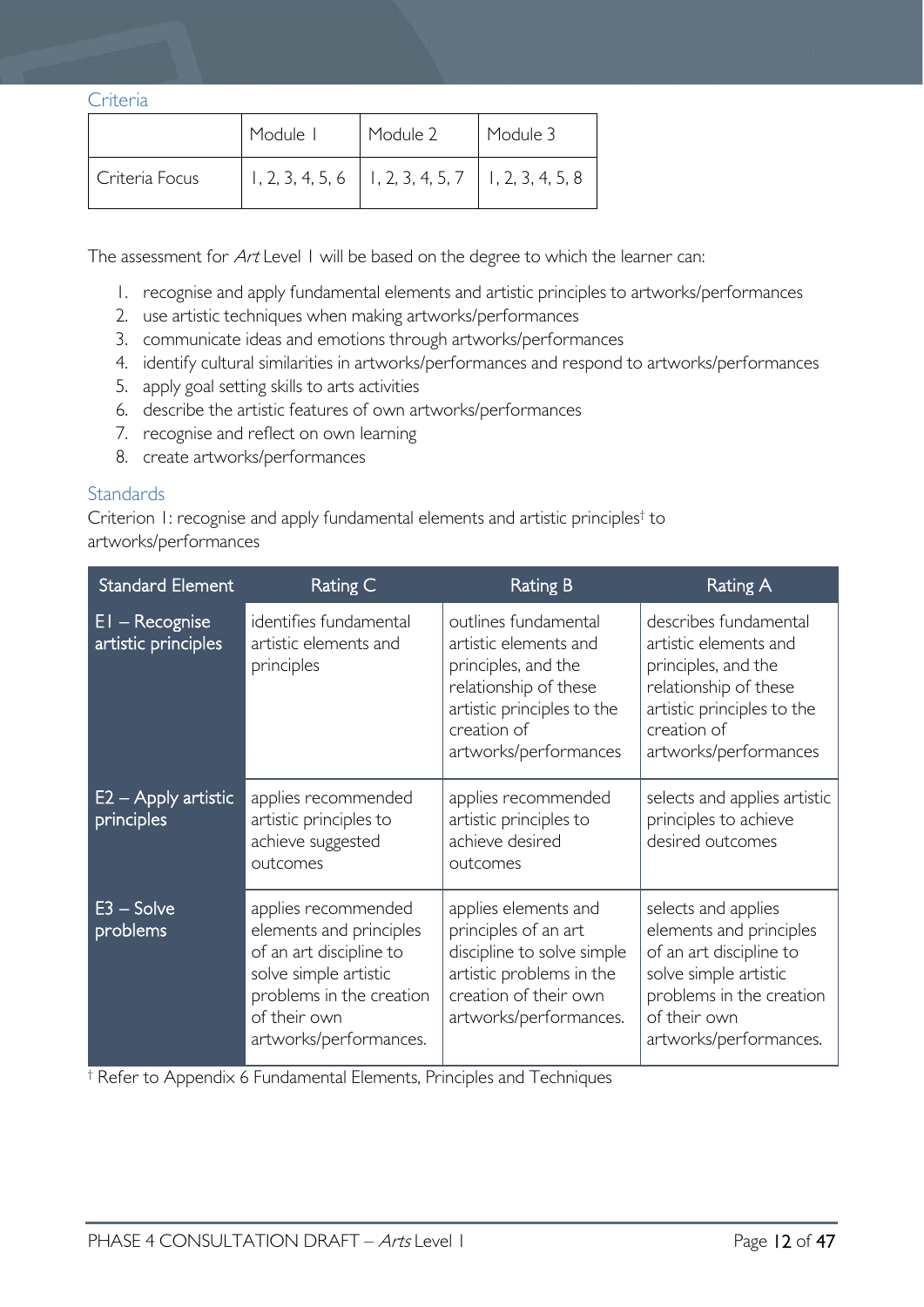### Criteria

| | Module 1 | Module 2 | Module 3 |
|---|---|---|---|
| Criteria Focus | 1, 2, 3, 4, 5, 6 | 1, 2, 3, 4, 5, 7 | 1, 2, 3, 4, 5, 8 |

The assessment for *Art* Level 1 will be based on the degree to which the learner can:

1. recognise and apply fundamental elements and artistic principles to artworks/performances
2. use artistic techniques when making artworks/performances
3. communicate ideas and emotions through artworks/performances
4. identify cultural similarities in artworks/performances and respond to artworks/performances
5. apply goal setting skills to arts activities
6. describe the artistic features of own artworks/performances
7. recognise and reflect on own learning
8. create artworks/performances

### Standards

Criterion 1: recognise and apply fundamental elements and artistic principles† to artworks/performances

| Standard Element | Rating C | Rating B | Rating A |
|---|---|---|---|
| E1 – Recognise artistic principles | identifies fundamental artistic elements and principles | outlines fundamental artistic elements and principles, and the relationship of these artistic principles to the creation of artworks/performances | describes fundamental artistic elements and principles, and the relationship of these artistic principles to the creation of artworks/performances |
| E2 – Apply artistic principles | applies recommended artistic principles to achieve suggested outcomes | applies recommended artistic principles to achieve desired outcomes | selects and applies artistic principles to achieve desired outcomes |
| E3 – Solve problems | applies recommended elements and principles of an art discipline to solve simple artistic problems in the creation of their own artworks/performances. | applies elements and principles of an art discipline to solve simple artistic problems in the creation of their own artworks/performances. | selects and applies elements and principles of an art discipline to solve simple artistic problems in the creation of their own artworks/performances. |

† Refer to Appendix 6 Fundamental Elements, Principles and Techniques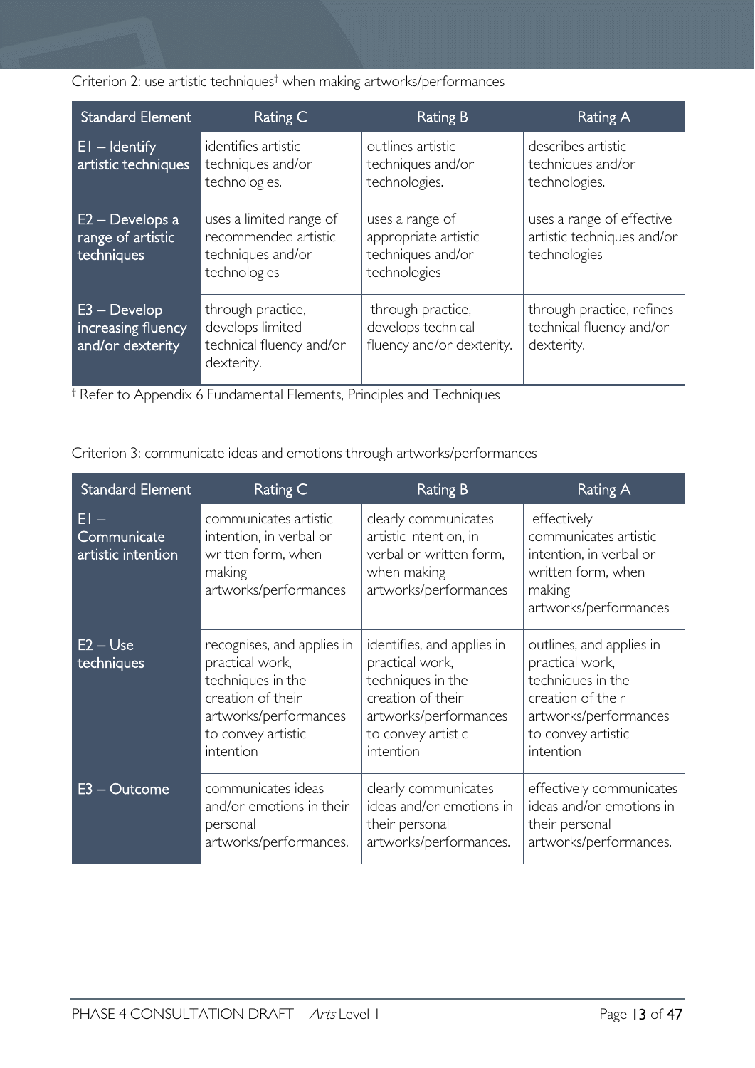Criterion 2: use artistic techniques[†] when making artworks/performances

| Standard Element | Rating C | Rating B | Rating A |
|---|---|---|---|
| E1 – Identify artistic techniques | identifies artistic techniques and/or technologies. | outlines artistic techniques and/or technologies. | describes artistic techniques and/or technologies. |
| E2 – Develops a range of artistic techniques | uses a limited range of recommended artistic techniques and/or technologies | uses a range of appropriate artistic techniques and/or technologies | uses a range of effective artistic techniques and/or technologies |
| E3 – Develop increasing fluency and/or dexterity | through practice, develops limited technical fluency and/or dexterity. | through practice, develops technical fluency and/or dexterity. | through practice, refines technical fluency and/or dexterity. |

[†] Refer to Appendix 6 Fundamental Elements, Principles and Techniques

Criterion 3: communicate ideas and emotions through artworks/performances

| Standard Element | Rating C | Rating B | Rating A |
|---|---|---|---|
| E1 – Communicate artistic intention | communicates artistic intention, in verbal or written form, when making artworks/performances | clearly communicates artistic intention, in verbal or written form, when making artworks/performances | effectively communicates artistic intention, in verbal or written form, when making artworks/performances |
| E2 – Use techniques | recognises, and applies in practical work, techniques in the creation of their artworks/performances to convey artistic intention | identifies, and applies in practical work, techniques in the creation of their artworks/performances to convey artistic intention | outlines, and applies in practical work, techniques in the creation of their artworks/performances to convey artistic intention |
| E3 – Outcome | communicates ideas and/or emotions in their personal artworks/performances. | clearly communicates ideas and/or emotions in their personal artworks/performances. | effectively communicates ideas and/or emotions in their personal artworks/performances. |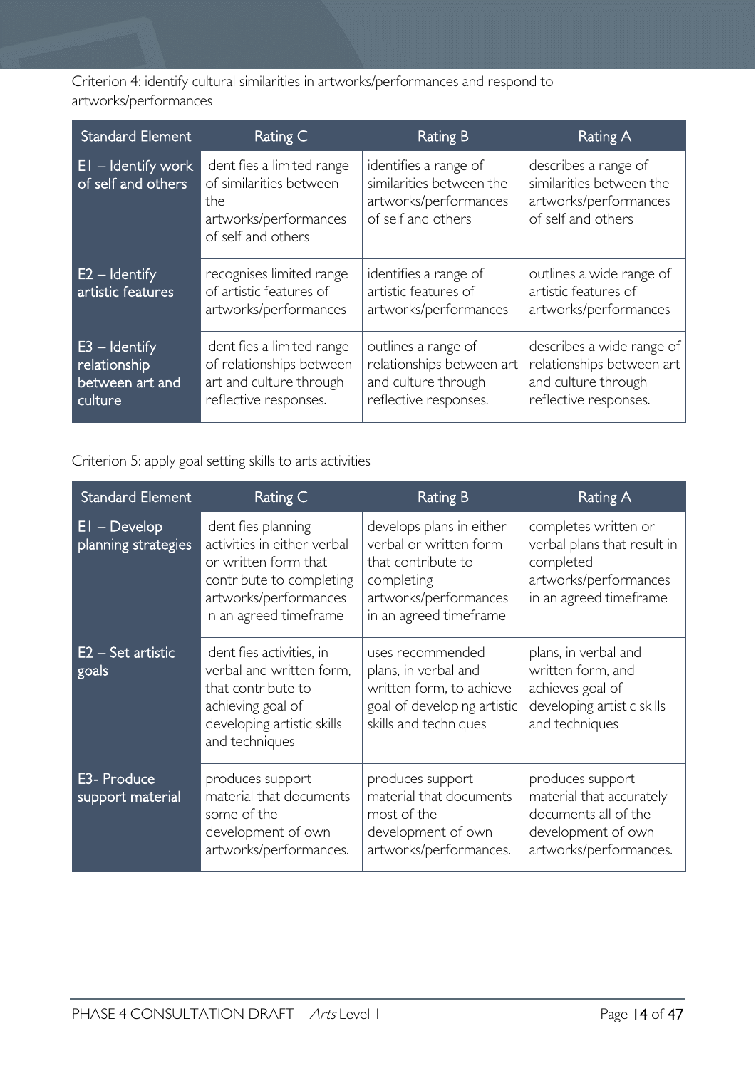Criterion 4: identify cultural similarities in artworks/performances and respond to artworks/performances

| Standard Element | Rating C | Rating B | Rating A |
| --- | --- | --- | --- |
| E1 – Identify work of self and others | identifies a limited range of similarities between the artworks/performances of self and others | identifies a range of similarities between the artworks/performances of self and others | describes a range of similarities between the artworks/performances of self and others |
| E2 – Identify artistic features | recognises limited range of artistic features of artworks/performances | identifies a range of artistic features of artworks/performances | outlines a wide range of artistic features of artworks/performances |
| E3 – Identify relationship between art and culture | identifies a limited range of relationships between art and culture through reflective responses. | outlines a range of relationships between art and culture through reflective responses. | describes a wide range of relationships between art and culture through reflective responses. |

Criterion 5: apply goal setting skills to arts activities

| Standard Element | Rating C | Rating B | Rating A |
| --- | --- | --- | --- |
| E1 – Develop planning strategies | identifies planning activities in either verbal or written form that contribute to completing artworks/performances in an agreed timeframe | develops plans in either verbal or written form that contribute to completing artworks/performances in an agreed timeframe | completes written or verbal plans that result in completed artworks/performances in an agreed timeframe |
| E2 – Set artistic goals | identifies activities, in verbal and written form, that contribute to achieving goal of developing artistic skills and techniques | uses recommended plans, in verbal and written form, to achieve goal of developing artistic skills and techniques | plans, in verbal and written form, and achieves goal of developing artistic skills and techniques |
| E3- Produce support material | produces support material that documents some of the development of own artworks/performances. | produces support material that documents most of the development of own artworks/performances. | produces support material that accurately documents all of the development of own artworks/performances. |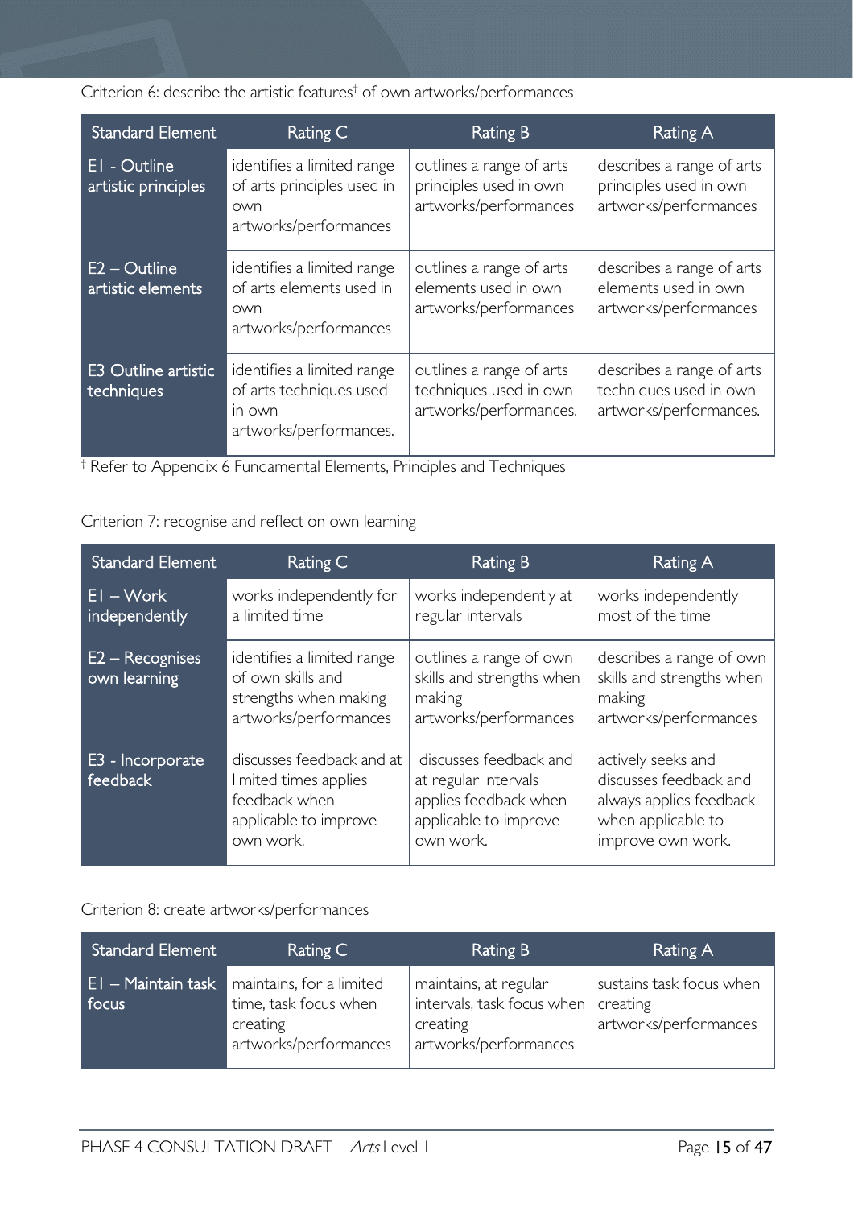Criterion 6: describe the artistic features† of own artworks/performances

| Standard Element | Rating C | Rating B | Rating A |
|---|---|---|---|
| E1 - Outline artistic principles | identifies a limited range of arts principles used in own artworks/performances | outlines a range of arts principles used in own artworks/performances | describes a range of arts principles used in own artworks/performances |
| E2 – Outline artistic elements | identifies a limited range of arts elements used in own artworks/performances | outlines a range of arts elements used in own artworks/performances | describes a range of arts elements used in own artworks/performances |
| E3 Outline artistic techniques | identifies a limited range of arts techniques used in own artworks/performances. | outlines a range of arts techniques used in own artworks/performances. | describes a range of arts techniques used in own artworks/performances. |

† Refer to Appendix 6 Fundamental Elements, Principles and Techniques

Criterion 7: recognise and reflect on own learning

| Standard Element | Rating C | Rating B | Rating A |
|---|---|---|---|
| E1 – Work independently | works independently for a limited time | works independently at regular intervals | works independently most of the time |
| E2 – Recognises own learning | identifies a limited range of own skills and strengths when making artworks/performances | outlines a range of own skills and strengths when making artworks/performances | describes a range of own skills and strengths when making artworks/performances |
| E3 - Incorporate feedback | discusses feedback and at limited times applies feedback when applicable to improve own work. | discusses feedback and at regular intervals applies feedback when applicable to improve own work. | actively seeks and discusses feedback and always applies feedback when applicable to improve own work. |

Criterion 8: create artworks/performances

| Standard Element | Rating C | Rating B | Rating A |
|---|---|---|---|
| E1 – Maintain task focus | maintains, for a limited time, task focus when creating artworks/performances | maintains, at regular intervals, task focus when creating artworks/performances | sustains task focus when creating artworks/performances |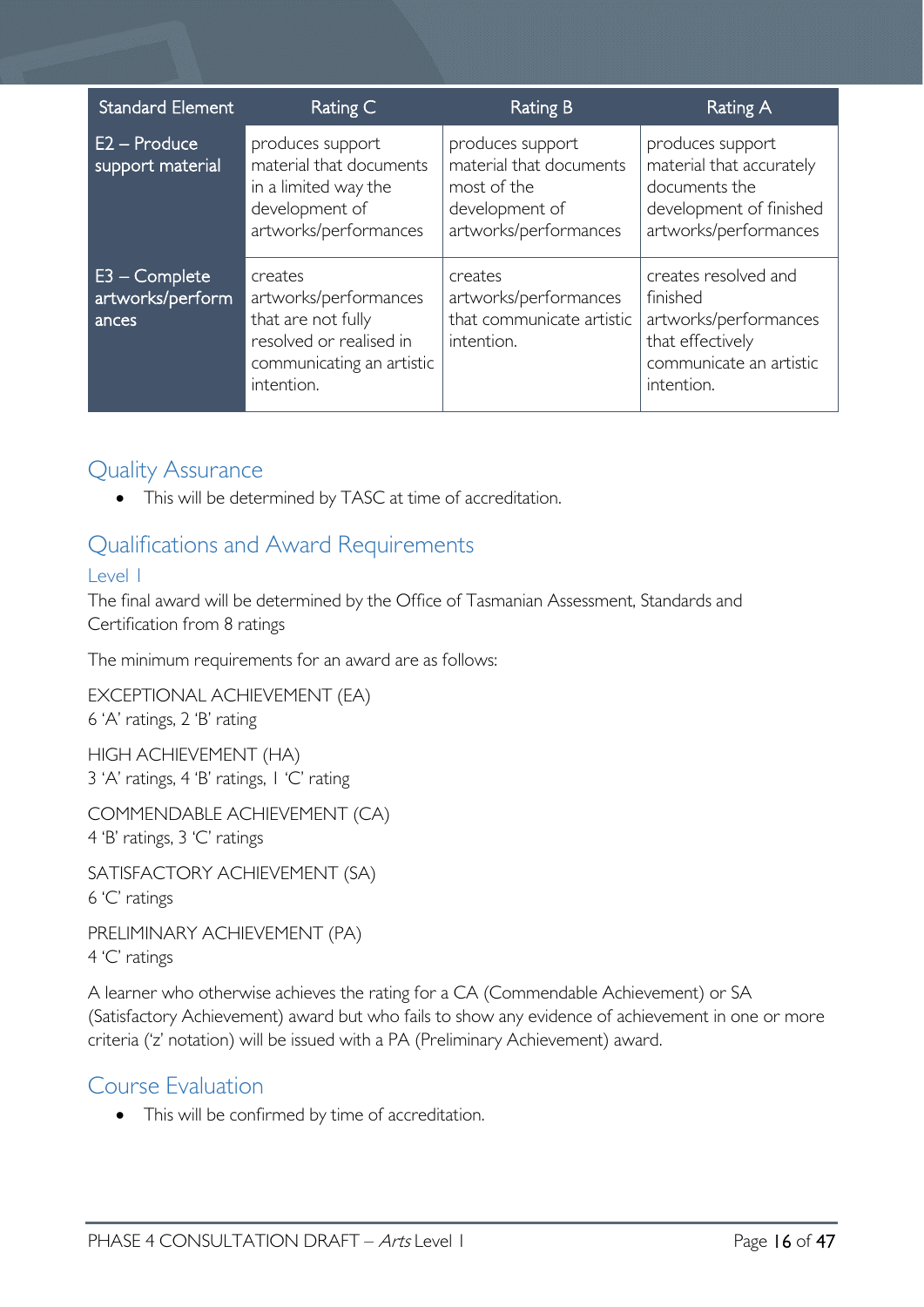| Standard Element | Rating C | Rating B | Rating A |
| --- | --- | --- | --- |
| E2 – Produce support material | produces support material that documents in a limited way the development of artworks/performances | produces support material that documents most of the development of artworks/performances | produces support material that accurately documents the development of finished artworks/performances |
| E3 – Complete artworks/performances | creates artworks/performances that are not fully resolved or realised in communicating an artistic intention. | creates artworks/performances that communicate artistic intention. | creates resolved and finished artworks/performances that effectively communicate an artistic intention. |

## Quality Assurance

- This will be determined by TASC at time of accreditation.

## Qualifications and Award Requirements

### Level 1

The final award will be determined by the Office of Tasmanian Assessment, Standards and Certification from 8 ratings

The minimum requirements for an award are as follows:

EXCEPTIONAL ACHIEVEMENT (EA)
6 'A' ratings, 2 'B' rating

HIGH ACHIEVEMENT (HA)
3 'A' ratings, 4 'B' ratings, 1 'C' rating

COMMENDABLE ACHIEVEMENT (CA)
4 'B' ratings, 3 'C' ratings

SATISFACTORY ACHIEVEMENT (SA)
6 'C' ratings

PRELIMINARY ACHIEVEMENT (PA)
4 'C' ratings

A learner who otherwise achieves the rating for a CA (Commendable Achievement) or SA (Satisfactory Achievement) award but who fails to show any evidence of achievement in one or more criteria ('z' notation) will be issued with a PA (Preliminary Achievement) award.

## Course Evaluation

- This will be confirmed by time of accreditation.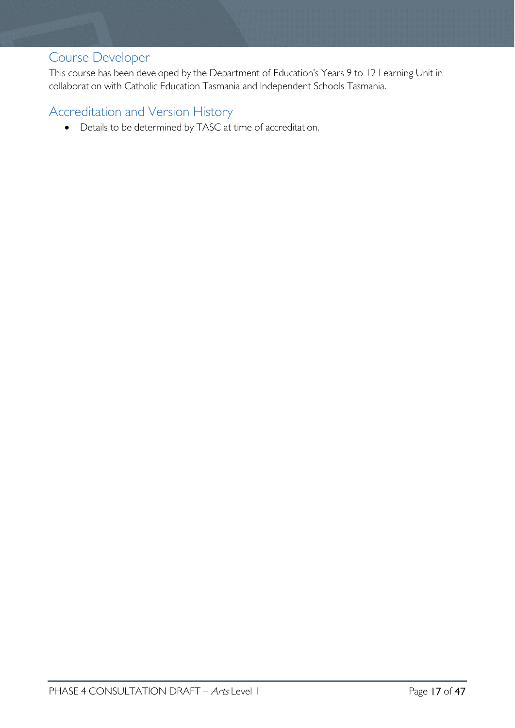## Course Developer

This course has been developed by the Department of Education's Years 9 to 12 Learning Unit in collaboration with Catholic Education Tasmania and Independent Schools Tasmania.

## Accreditation and Version History

- Details to be determined by TASC at time of accreditation.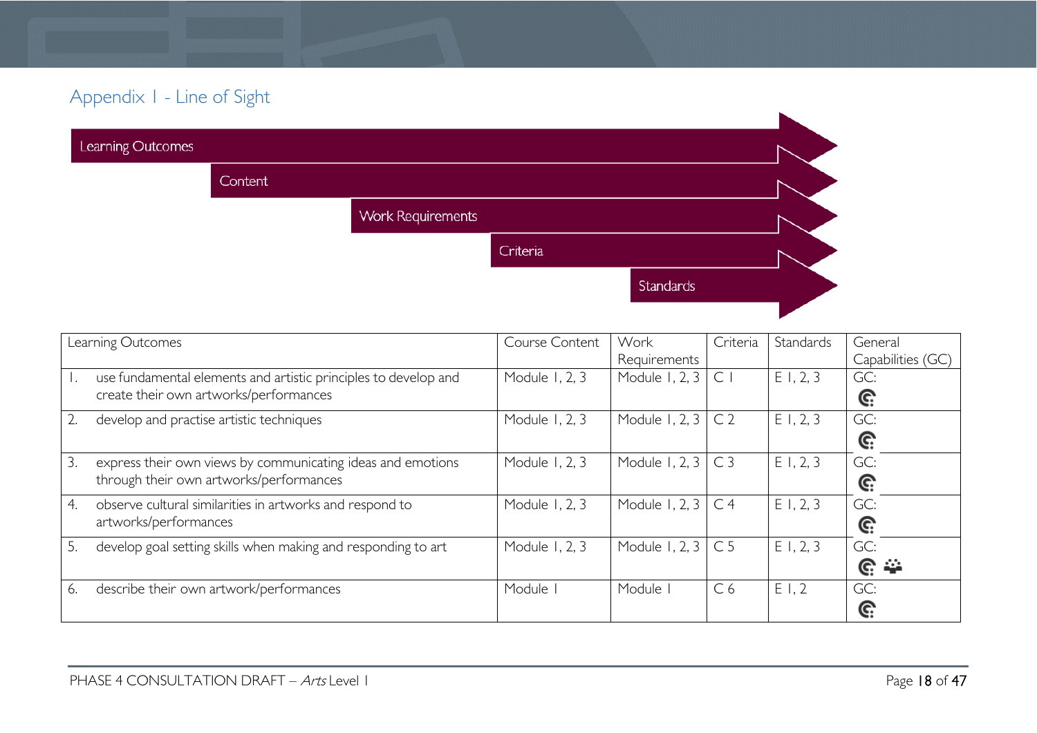## Appendix 1 - Line of Sight

Learning Outcomes

Content

Work Requirements

Criteria

Standards

| Learning Outcomes | Course Content | Work Requirements | Criteria | Standards | General Capabilities (GC) |
|---|---|---|---|---|---|
| 1. use fundamental elements and artistic principles to develop and create their own artworks/performances | Module 1, 2, 3 | Module 1, 2, 3 | C 1 | E 1, 2, 3 | GC: |
| 2. develop and practise artistic techniques | Module 1, 2, 3 | Module 1, 2, 3 | C 2 | E 1, 2, 3 | GC: |
| 3. express their own views by communicating ideas and emotions through their own artworks/performances | Module 1, 2, 3 | Module 1, 2, 3 | C 3 | E 1, 2, 3 | GC: |
| 4. observe cultural similarities in artworks and respond to artworks/performances | Module 1, 2, 3 | Module 1, 2, 3 | C 4 | E 1, 2, 3 | GC: |
| 5. develop goal setting skills when making and responding to art | Module 1, 2, 3 | Module 1, 2, 3 | C 5 | E 1, 2, 3 | GC: |
| 6. describe their own artwork/performances | Module 1 | Module 1 | C 6 | E 1, 2 | GC: |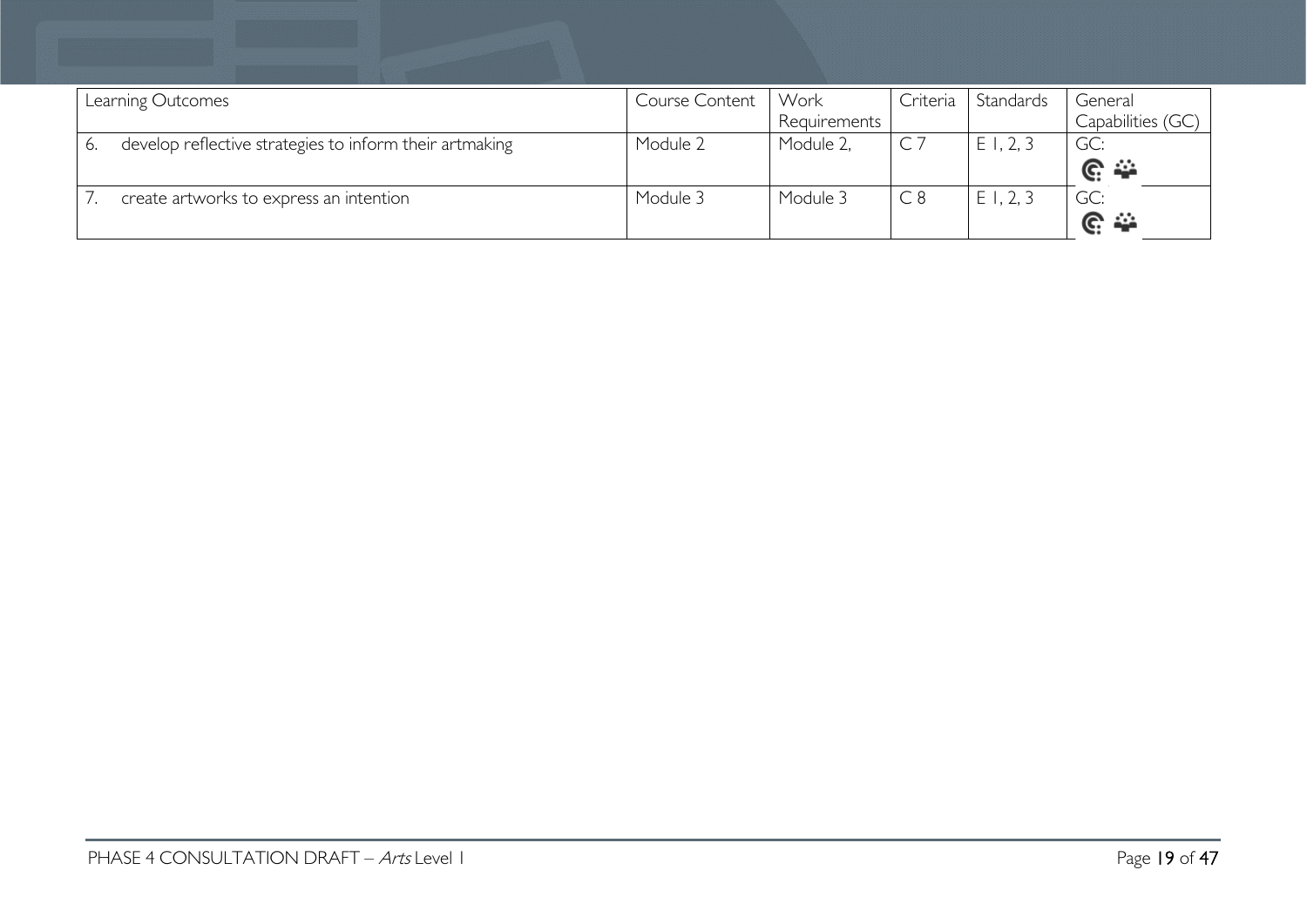| Learning Outcomes | Course Content | Work Requirements | Criteria | Standards | General Capabilities (GC) |
|---|---|---|---|---|---|
| 6. develop reflective strategies to inform their artmaking | Module 2 | Module 2, | C 7 | E 1, 2, 3 | GC: |
| 7. create artworks to express an intention | Module 3 | Module 3 | C 8 | E 1, 2, 3 | GC: |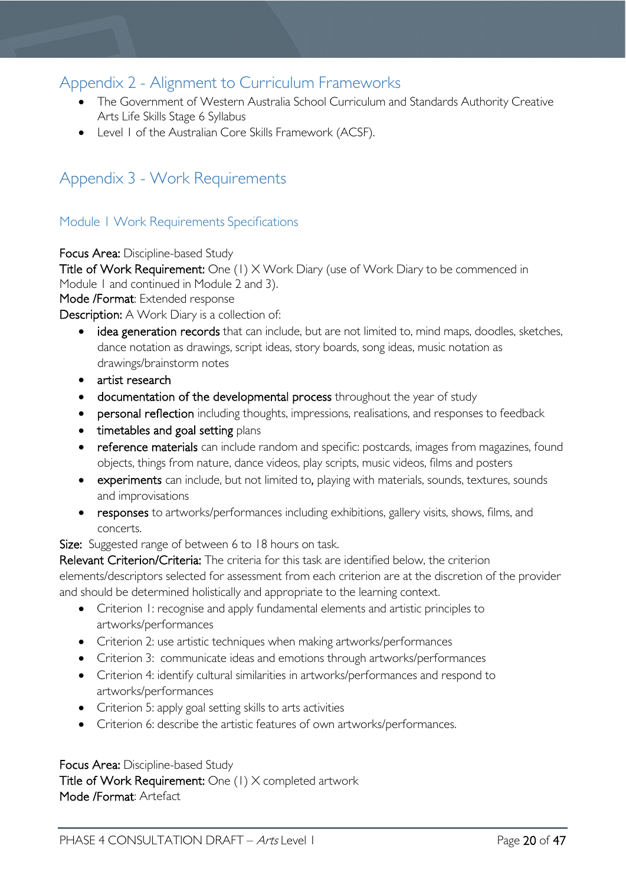## Appendix 2 - Alignment to Curriculum Frameworks

- The Government of Western Australia School Curriculum and Standards Authority Creative Arts Life Skills Stage 6 Syllabus
- Level 1 of the Australian Core Skills Framework (ACSF).

## Appendix 3 - Work Requirements

### Module 1 Work Requirements Specifications

**Focus Area:** Discipline-based Study

**Title of Work Requirement:** One (1) X Work Diary (use of Work Diary to be commenced in Module 1 and continued in Module 2 and 3).

**Mode /Format**: Extended response

**Description:** A Work Diary is a collection of:

- **idea generation records** that can include, but are not limited to, mind maps, doodles, sketches, dance notation as drawings, script ideas, story boards, song ideas, music notation as drawings/brainstorm notes
- **artist research**
- **documentation of the developmental process** throughout the year of study
- **personal reflection** including thoughts, impressions, realisations, and responses to feedback
- **timetables and goal setting** plans
- **reference materials** can include random and specific: postcards, images from magazines, found objects, things from nature, dance videos, play scripts, music videos, films and posters
- **experiments** can include, but not limited to**,** playing with materials, sounds, textures, sounds and improvisations
- **responses** to artworks/performances including exhibitions, gallery visits, shows, films, and concerts.

**Size:** Suggested range of between 6 to 18 hours on task.

**Relevant Criterion/Criteria:** The criteria for this task are identified below, the criterion elements/descriptors selected for assessment from each criterion are at the discretion of the provider and should be determined holistically and appropriate to the learning context.

- Criterion 1: recognise and apply fundamental elements and artistic principles to artworks/performances
- Criterion 2: use artistic techniques when making artworks/performances
- Criterion 3: communicate ideas and emotions through artworks/performances
- Criterion 4: identify cultural similarities in artworks/performances and respond to artworks/performances
- Criterion 5: apply goal setting skills to arts activities
- Criterion 6: describe the artistic features of own artworks/performances.

**Focus Area:** Discipline-based Study

**Title of Work Requirement:** One (1) X completed artwork

**Mode /Format**: Artefact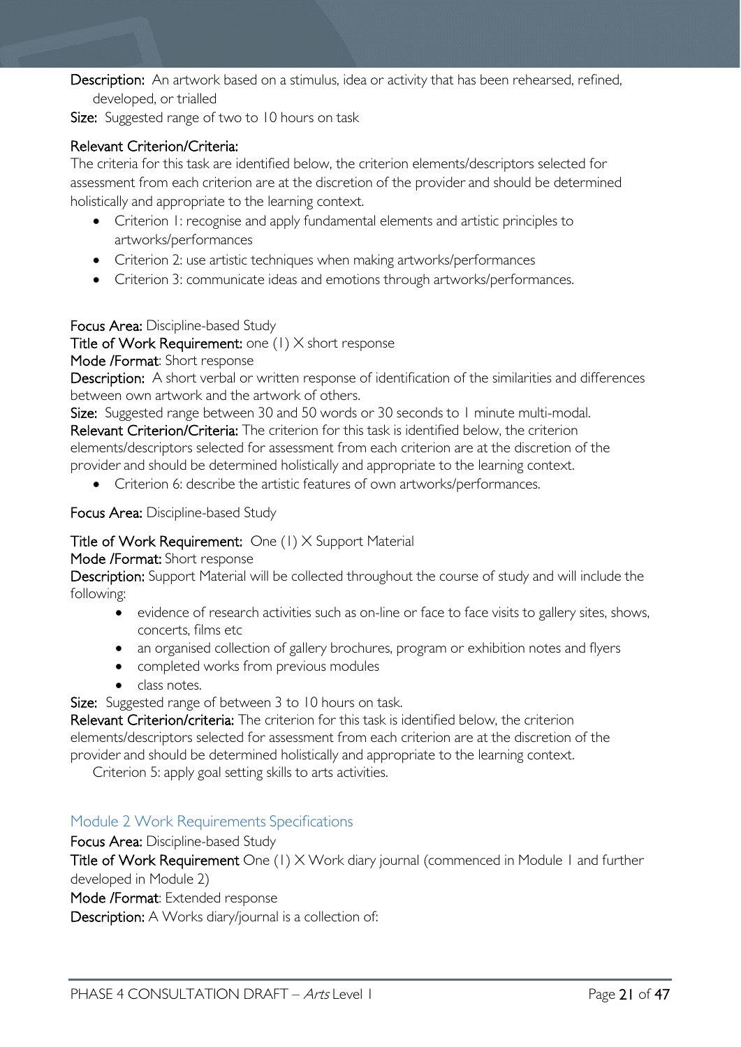**Description:** An artwork based on a stimulus, idea or activity that has been rehearsed, refined, developed, or trialled

**Size:** Suggested range of two to 10 hours on task

**Relevant Criterion/Criteria:**

The criteria for this task are identified below, the criterion elements/descriptors selected for assessment from each criterion are at the discretion of the provider and should be determined holistically and appropriate to the learning context.

- Criterion 1: recognise and apply fundamental elements and artistic principles to artworks/performances
- Criterion 2: use artistic techniques when making artworks/performances
- Criterion 3: communicate ideas and emotions through artworks/performances.

**Focus Area:** Discipline-based Study

**Title of Work Requirement:** one (1) X short response

**Mode /Format**: Short response

**Description:** A short verbal or written response of identification of the similarities and differences between own artwork and the artwork of others.

**Size:** Suggested range between 30 and 50 words or 30 seconds to 1 minute multi-modal.

**Relevant Criterion/Criteria:** The criterion for this task is identified below, the criterion elements/descriptors selected for assessment from each criterion are at the discretion of the provider and should be determined holistically and appropriate to the learning context.

- Criterion 6: describe the artistic features of own artworks/performances.

**Focus Area:** Discipline-based Study

**Title of Work Requirement:** One (1) X Support Material

**Mode /Format:** Short response

**Description:** Support Material will be collected throughout the course of study and will include the following:

- evidence of research activities such as on-line or face to face visits to gallery sites, shows, concerts, films etc
- an organised collection of gallery brochures, program or exhibition notes and flyers
- completed works from previous modules
- class notes.

**Size:** Suggested range of between 3 to 10 hours on task.

**Relevant Criterion/criteria:** The criterion for this task is identified below, the criterion elements/descriptors selected for assessment from each criterion are at the discretion of the provider and should be determined holistically and appropriate to the learning context.

Criterion 5: apply goal setting skills to arts activities.

## Module 2 Work Requirements Specifications

**Focus Area:** Discipline-based Study

**Title of Work Requirement** One (1) X Work diary journal (commenced in Module 1 and further developed in Module 2)

**Mode /Format**: Extended response

**Description:** A Works diary/journal is a collection of: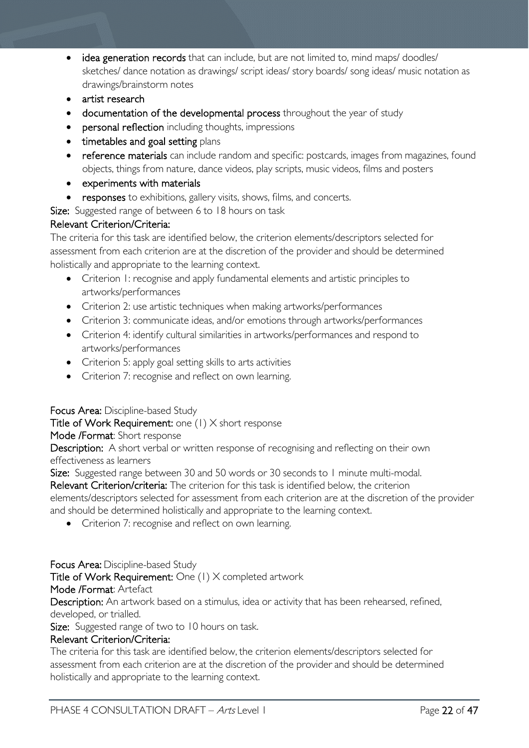- **idea generation records** that can include, but are not limited to, mind maps/ doodles/ sketches/ dance notation as drawings/ script ideas/ story boards/ song ideas/ music notation as drawings/brainstorm notes
- **artist research**
- **documentation of the developmental process** throughout the year of study
- **personal reflection** including thoughts, impressions
- **timetables and goal setting** plans
- **reference materials** can include random and specific: postcards, images from magazines, found objects, things from nature, dance videos, play scripts, music videos, films and posters
- **experiments with materials**
- **responses** to exhibitions, gallery visits, shows, films, and concerts.

**Size:** Suggested range of between 6 to 18 hours on task

**Relevant Criterion/Criteria:**

The criteria for this task are identified below, the criterion elements/descriptors selected for assessment from each criterion are at the discretion of the provider and should be determined holistically and appropriate to the learning context.

- Criterion 1: recognise and apply fundamental elements and artistic principles to artworks/performances
- Criterion 2: use artistic techniques when making artworks/performances
- Criterion 3: communicate ideas, and/or emotions through artworks/performances
- Criterion 4: identify cultural similarities in artworks/performances and respond to artworks/performances
- Criterion 5: apply goal setting skills to arts activities
- Criterion 7: recognise and reflect on own learning.

**Focus Area:** Discipline-based Study

**Title of Work Requirement:** one (1) X short response

**Mode /Format**: Short response

**Description:** A short verbal or written response of recognising and reflecting on their own effectiveness as learners

**Size:** Suggested range between 30 and 50 words or 30 seconds to 1 minute multi-modal.

**Relevant Criterion/criteria:** The criterion for this task is identified below, the criterion elements/descriptors selected for assessment from each criterion are at the discretion of the provider and should be determined holistically and appropriate to the learning context.

- Criterion 7: recognise and reflect on own learning.

**Focus Area:** Discipline-based Study

**Title of Work Requirement:** One (1) X completed artwork

**Mode /Format**: Artefact

**Description:** An artwork based on a stimulus, idea or activity that has been rehearsed, refined, developed, or trialled.

**Size:** Suggested range of two to 10 hours on task.

**Relevant Criterion/Criteria:**

The criteria for this task are identified below, the criterion elements/descriptors selected for assessment from each criterion are at the discretion of the provider and should be determined holistically and appropriate to the learning context.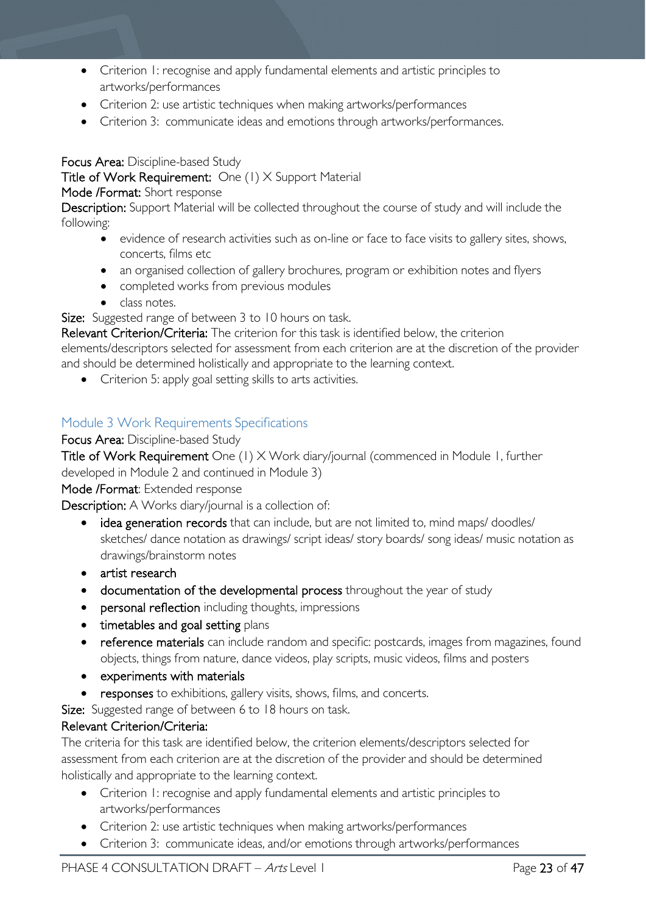- Criterion 1: recognise and apply fundamental elements and artistic principles to artworks/performances
- Criterion 2: use artistic techniques when making artworks/performances
- Criterion 3: communicate ideas and emotions through artworks/performances.

**Focus Area:** Discipline-based Study

**Title of Work Requirement:** One (1) X Support Material

**Mode /Format:** Short response

**Description:** Support Material will be collected throughout the course of study and will include the following:

- evidence of research activities such as on-line or face to face visits to gallery sites, shows, concerts, films etc
- an organised collection of gallery brochures, program or exhibition notes and flyers
- completed works from previous modules
- class notes.

**Size:** Suggested range of between 3 to 10 hours on task.

**Relevant Criterion/Criteria:** The criterion for this task is identified below, the criterion elements/descriptors selected for assessment from each criterion are at the discretion of the provider and should be determined holistically and appropriate to the learning context.

- Criterion 5: apply goal setting skills to arts activities.

## Module 3 Work Requirements Specifications

**Focus Area:** Discipline-based Study

**Title of Work Requirement** One (1) X Work diary/journal (commenced in Module 1, further developed in Module 2 and continued in Module 3)

**Mode /Format**: Extended response

**Description:** A Works diary/journal is a collection of:

- **idea generation records** that can include, but are not limited to, mind maps/ doodles/ sketches/ dance notation as drawings/ script ideas/ story boards/ song ideas/ music notation as drawings/brainstorm notes
- **artist research**
- **documentation of the developmental process** throughout the year of study
- **personal reflection** including thoughts, impressions
- **timetables and goal setting** plans
- **reference materials** can include random and specific: postcards, images from magazines, found objects, things from nature, dance videos, play scripts, music videos, films and posters
- **experiments with materials**
- **responses** to exhibitions, gallery visits, shows, films, and concerts.

**Size:** Suggested range of between 6 to 18 hours on task.

**Relevant Criterion/Criteria:**

The criteria for this task are identified below, the criterion elements/descriptors selected for assessment from each criterion are at the discretion of the provider and should be determined holistically and appropriate to the learning context.

- Criterion 1: recognise and apply fundamental elements and artistic principles to artworks/performances
- Criterion 2: use artistic techniques when making artworks/performances
- Criterion 3: communicate ideas, and/or emotions through artworks/performances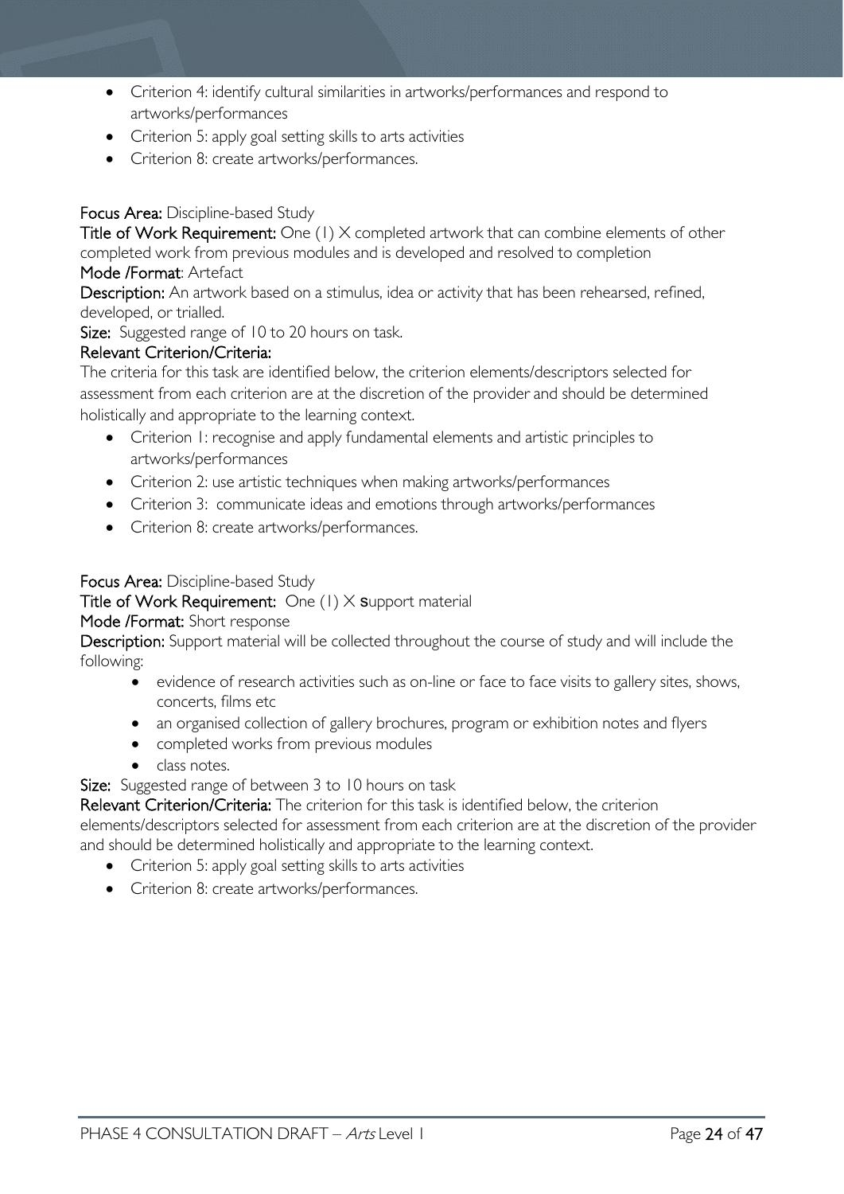- Criterion 4: identify cultural similarities in artworks/performances and respond to artworks/performances
- Criterion 5: apply goal setting skills to arts activities
- Criterion 8: create artworks/performances.

**Focus Area:** Discipline-based Study

**Title of Work Requirement:** One (1) X completed artwork that can combine elements of other completed work from previous modules and is developed and resolved to completion

**Mode /Format**: Artefact

**Description:** An artwork based on a stimulus, idea or activity that has been rehearsed, refined, developed, or trialled.

**Size:** Suggested range of 10 to 20 hours on task.

**Relevant Criterion/Criteria:**

The criteria for this task are identified below, the criterion elements/descriptors selected for assessment from each criterion are at the discretion of the provider and should be determined holistically and appropriate to the learning context.

- Criterion 1: recognise and apply fundamental elements and artistic principles to artworks/performances
- Criterion 2: use artistic techniques when making artworks/performances
- Criterion 3: communicate ideas and emotions through artworks/performances
- Criterion 8: create artworks/performances.

**Focus Area:** Discipline-based Study

**Title of Work Requirement:** One (1) X **s**upport material

**Mode /Format:** Short response

**Description:** Support material will be collected throughout the course of study and will include the following:

- evidence of research activities such as on-line or face to face visits to gallery sites, shows, concerts, films etc
- an organised collection of gallery brochures, program or exhibition notes and flyers
- completed works from previous modules
- class notes.

**Size:** Suggested range of between 3 to 10 hours on task

**Relevant Criterion/Criteria:** The criterion for this task is identified below, the criterion elements/descriptors selected for assessment from each criterion are at the discretion of the provider and should be determined holistically and appropriate to the learning context.

- Criterion 5: apply goal setting skills to arts activities
- Criterion 8: create artworks/performances.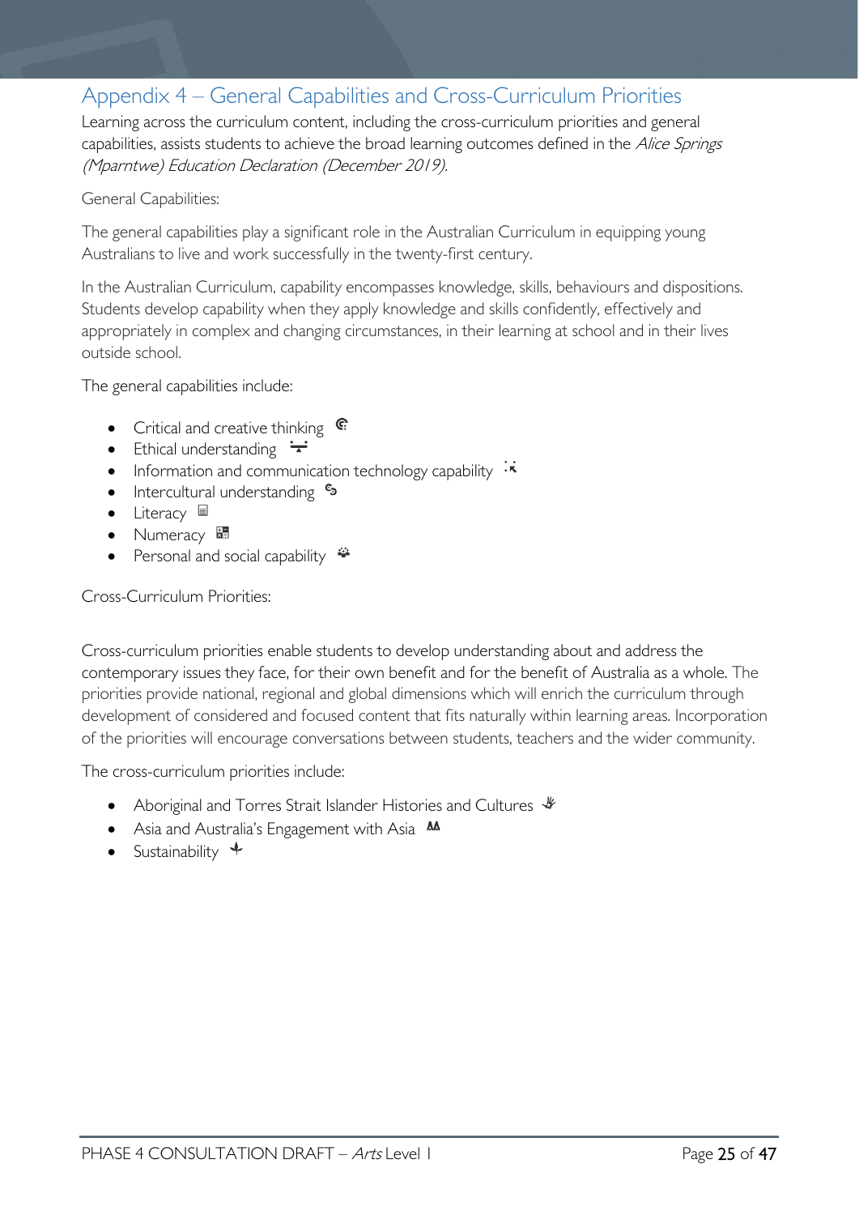## Appendix 4 – General Capabilities and Cross-Curriculum Priorities

Learning across the curriculum content, including the cross-curriculum priorities and general capabilities, assists students to achieve the broad learning outcomes defined in the *Alice Springs (Mparntwe) Education Declaration (December 2019).*

General Capabilities:

The general capabilities play a significant role in the Australian Curriculum in equipping young Australians to live and work successfully in the twenty-first century.

In the Australian Curriculum, capability encompasses knowledge, skills, behaviours and dispositions. Students develop capability when they apply knowledge and skills confidently, effectively and appropriately in complex and changing circumstances, in their learning at school and in their lives outside school.

The general capabilities include:

- Critical and creative thinking
- Ethical understanding
- Information and communication technology capability
- Intercultural understanding
- Literacy
- Numeracy
- Personal and social capability

Cross-Curriculum Priorities:

Cross-curriculum priorities enable students to develop understanding about and address the contemporary issues they face, for their own benefit and for the benefit of Australia as a whole. The priorities provide national, regional and global dimensions which will enrich the curriculum through development of considered and focused content that fits naturally within learning areas. Incorporation of the priorities will encourage conversations between students, teachers and the wider community.

The cross-curriculum priorities include:

- Aboriginal and Torres Strait Islander Histories and Cultures
- Asia and Australia's Engagement with Asia
- Sustainability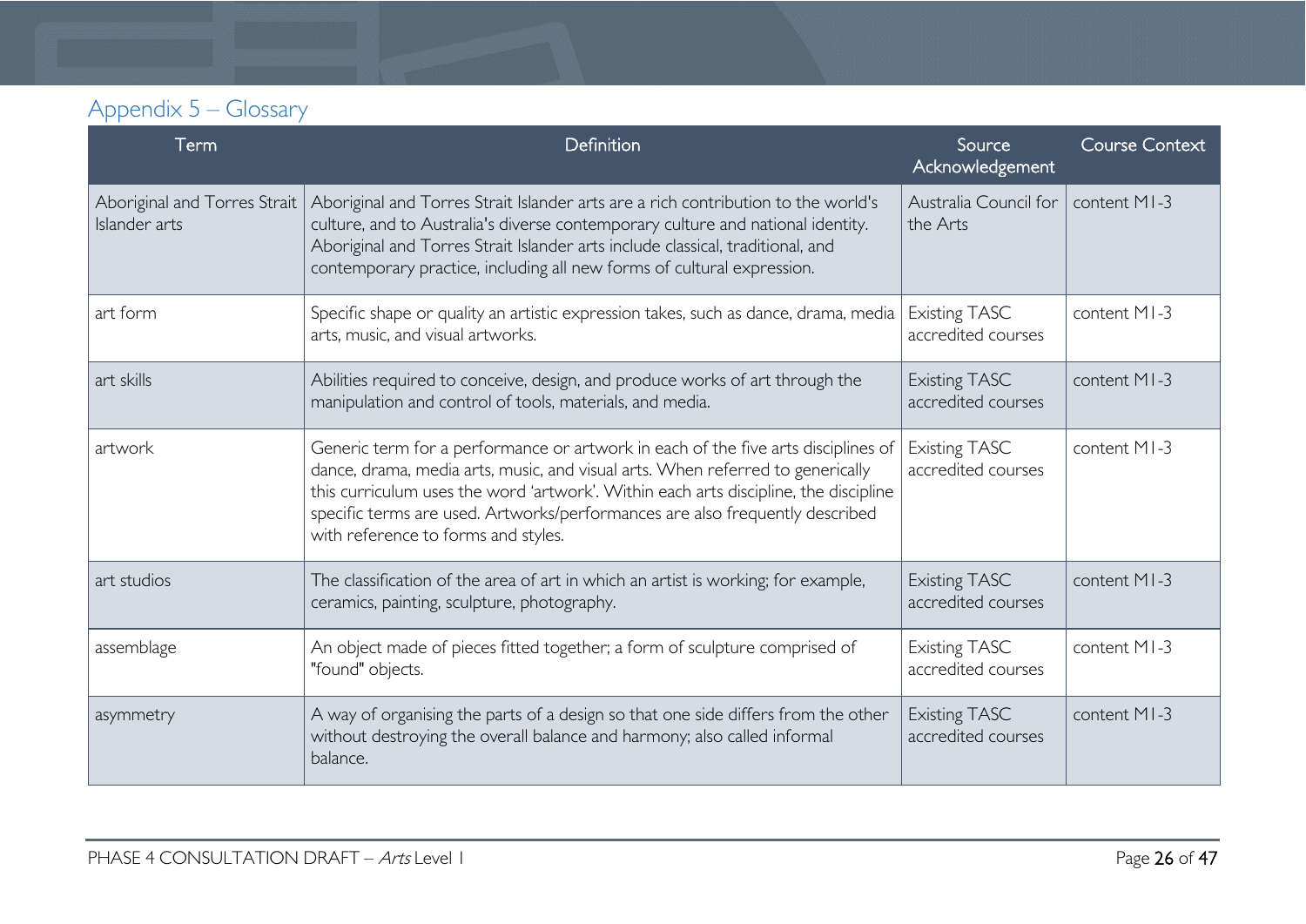## Appendix 5 – Glossary

| Term | Definition | Source Acknowledgement | Course Context |
|---|---|---|---|
| Aboriginal and Torres Strait Islander arts | Aboriginal and Torres Strait Islander arts are a rich contribution to the world's culture, and to Australia's diverse contemporary culture and national identity. Aboriginal and Torres Strait Islander arts include classical, traditional, and contemporary practice, including all new forms of cultural expression. | Australia Council for the Arts | content M1-3 |
| art form | Specific shape or quality an artistic expression takes, such as dance, drama, media arts, music, and visual artworks. | Existing TASC accredited courses | content M1-3 |
| art skills | Abilities required to conceive, design, and produce works of art through the manipulation and control of tools, materials, and media. | Existing TASC accredited courses | content M1-3 |
| artwork | Generic term for a performance or artwork in each of the five arts disciplines of dance, drama, media arts, music, and visual arts. When referred to generically this curriculum uses the word 'artwork'. Within each arts discipline, the discipline specific terms are used. Artworks/performances are also frequently described with reference to forms and styles. | Existing TASC accredited courses | content M1-3 |
| art studios | The classification of the area of art in which an artist is working; for example, ceramics, painting, sculpture, photography. | Existing TASC accredited courses | content M1-3 |
| assemblage | An object made of pieces fitted together; a form of sculpture comprised of "found" objects. | Existing TASC accredited courses | content M1-3 |
| asymmetry | A way of organising the parts of a design so that one side differs from the other without destroying the overall balance and harmony; also called informal balance. | Existing TASC accredited courses | content M1-3 |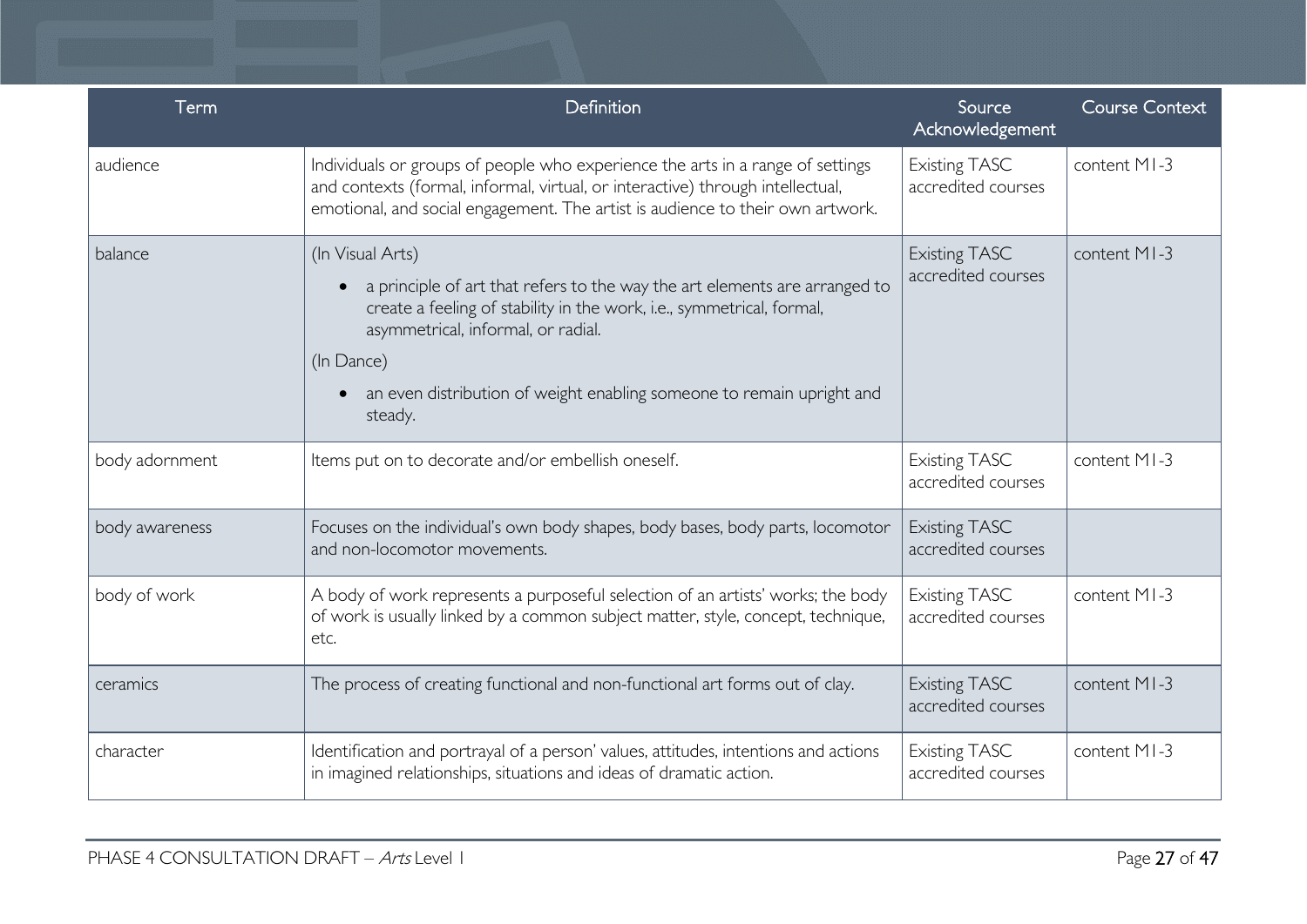| Term | Definition | Source Acknowledgement | Course Context |
|---|---|---|---|
| audience | Individuals or groups of people who experience the arts in a range of settings and contexts (formal, informal, virtual, or interactive) through intellectual, emotional, and social engagement. The artist is audience to their own artwork. | Existing TASC accredited courses | content M1-3 |
| balance | (In Visual Arts)<br>• a principle of art that refers to the way the art elements are arranged to create a feeling of stability in the work, i.e., symmetrical, formal, asymmetrical, informal, or radial.<br>(In Dance)<br>• an even distribution of weight enabling someone to remain upright and steady. | Existing TASC accredited courses | content M1-3 |
| body adornment | Items put on to decorate and/or embellish oneself. | Existing TASC accredited courses | content M1-3 |
| body awareness | Focuses on the individual's own body shapes, body bases, body parts, locomotor and non-locomotor movements. | Existing TASC accredited courses | |
| body of work | A body of work represents a purposeful selection of an artists' works; the body of work is usually linked by a common subject matter, style, concept, technique, etc. | Existing TASC accredited courses | content M1-3 |
| ceramics | The process of creating functional and non-functional art forms out of clay. | Existing TASC accredited courses | content M1-3 |
| character | Identification and portrayal of a person' values, attitudes, intentions and actions in imagined relationships, situations and ideas of dramatic action. | Existing TASC accredited courses | content M1-3 |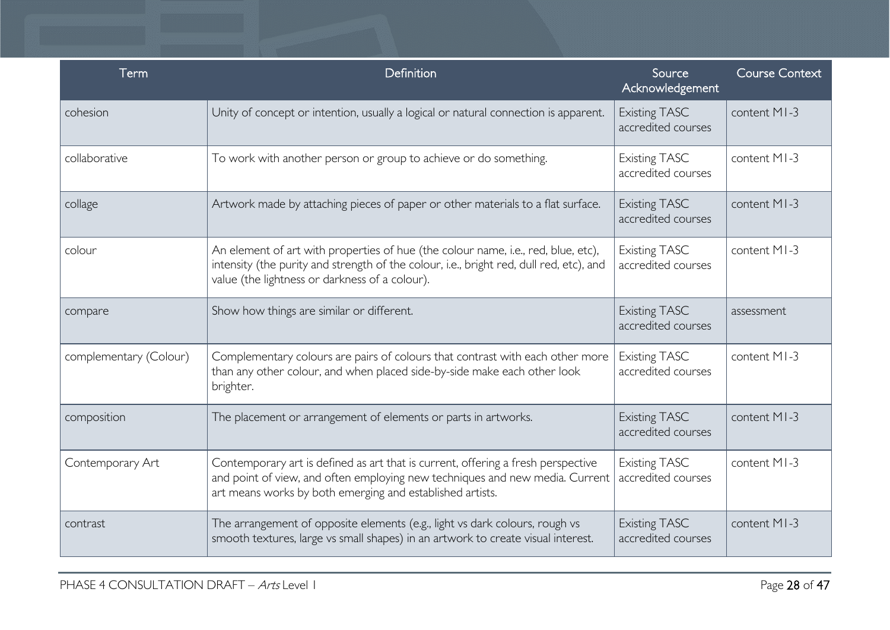| Term | Definition | Source Acknowledgement | Course Context |
|---|---|---|---|
| cohesion | Unity of concept or intention, usually a logical or natural connection is apparent. | Existing TASC accredited courses | content M1-3 |
| collaborative | To work with another person or group to achieve or do something. | Existing TASC accredited courses | content M1-3 |
| collage | Artwork made by attaching pieces of paper or other materials to a flat surface. | Existing TASC accredited courses | content M1-3 |
| colour | An element of art with properties of hue (the colour name, i.e., red, blue, etc), intensity (the purity and strength of the colour, i.e., bright red, dull red, etc), and value (the lightness or darkness of a colour). | Existing TASC accredited courses | content M1-3 |
| compare | Show how things are similar or different. | Existing TASC accredited courses | assessment |
| complementary (Colour) | Complementary colours are pairs of colours that contrast with each other more than any other colour, and when placed side-by-side make each other look brighter. | Existing TASC accredited courses | content M1-3 |
| composition | The placement or arrangement of elements or parts in artworks. | Existing TASC accredited courses | content M1-3 |
| Contemporary Art | Contemporary art is defined as art that is current, offering a fresh perspective and point of view, and often employing new techniques and new media. Current art means works by both emerging and established artists. | Existing TASC accredited courses | content M1-3 |
| contrast | The arrangement of opposite elements (e.g., light vs dark colours, rough vs smooth textures, large vs small shapes) in an artwork to create visual interest. | Existing TASC accredited courses | content M1-3 |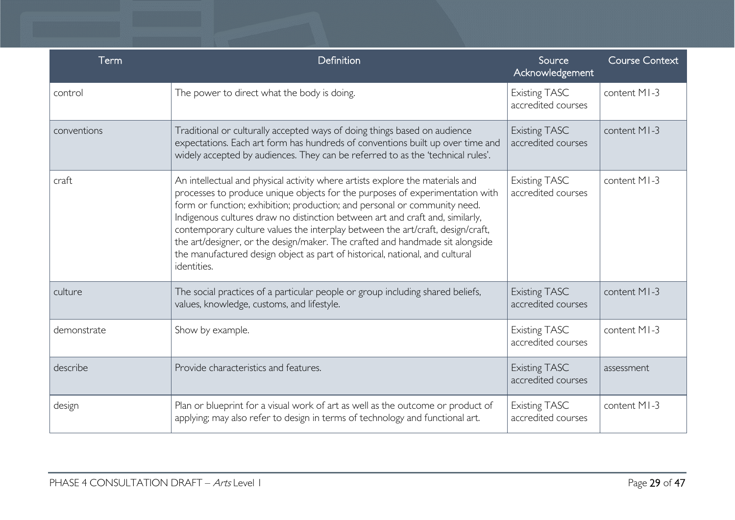| Term | Definition | Source Acknowledgement | Course Context |
| --- | --- | --- | --- |
| control | The power to direct what the body is doing. | Existing TASC accredited courses | content M1-3 |
| conventions | Traditional or culturally accepted ways of doing things based on audience expectations. Each art form has hundreds of conventions built up over time and widely accepted by audiences. They can be referred to as the 'technical rules'. | Existing TASC accredited courses | content M1-3 |
| craft | An intellectual and physical activity where artists explore the materials and processes to produce unique objects for the purposes of experimentation with form or function; exhibition; production; and personal or community need. Indigenous cultures draw no distinction between art and craft and, similarly, contemporary culture values the interplay between the art/craft, design/craft, the art/designer, or the design/maker. The crafted and handmade sit alongside the manufactured design object as part of historical, national, and cultural identities. | Existing TASC accredited courses | content M1-3 |
| culture | The social practices of a particular people or group including shared beliefs, values, knowledge, customs, and lifestyle. | Existing TASC accredited courses | content M1-3 |
| demonstrate | Show by example. | Existing TASC accredited courses | content M1-3 |
| describe | Provide characteristics and features. | Existing TASC accredited courses | assessment |
| design | Plan or blueprint for a visual work of art as well as the outcome or product of applying; may also refer to design in terms of technology and functional art. | Existing TASC accredited courses | content M1-3 |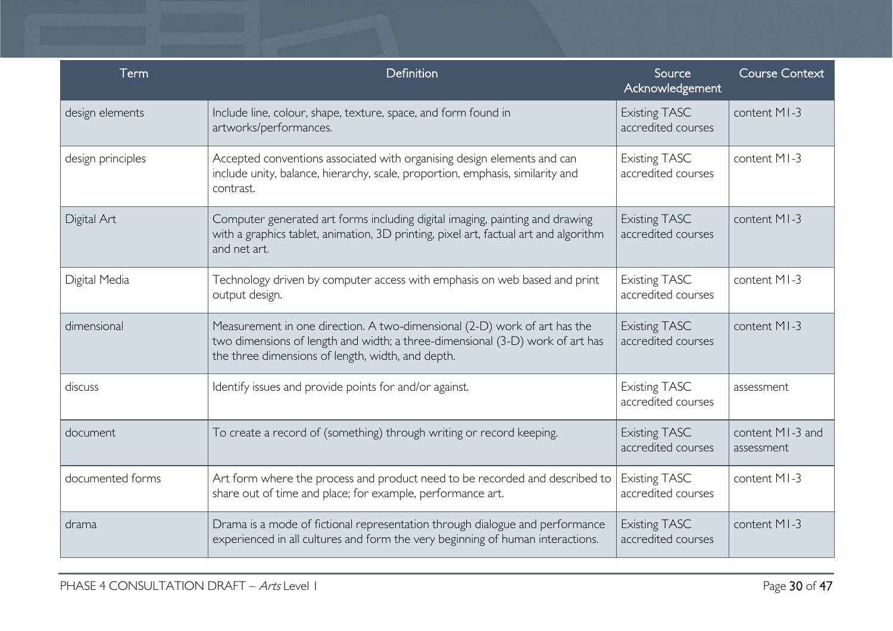| Term | Definition | Source Acknowledgement | Course Context |
|---|---|---|---|
| design elements | Include line, colour, shape, texture, space, and form found in artworks/performances. | Existing TASC accredited courses | content M1-3 |
| design principles | Accepted conventions associated with organising design elements and can include unity, balance, hierarchy, scale, proportion, emphasis, similarity and contrast. | Existing TASC accredited courses | content M1-3 |
| Digital Art | Computer generated art forms including digital imaging, painting and drawing with a graphics tablet, animation, 3D printing, pixel art, factual art and algorithm and net art. | Existing TASC accredited courses | content M1-3 |
| Digital Media | Technology driven by computer access with emphasis on web based and print output design. | Existing TASC accredited courses | content M1-3 |
| dimensional | Measurement in one direction. A two-dimensional (2-D) work of art has the two dimensions of length and width; a three-dimensional (3-D) work of art has the three dimensions of length, width, and depth. | Existing TASC accredited courses | content M1-3 |
| discuss | Identify issues and provide points for and/or against. | Existing TASC accredited courses | assessment |
| document | To create a record of (something) through writing or record keeping. | Existing TASC accredited courses | content M1-3 and assessment |
| documented forms | Art form where the process and product need to be recorded and described to share out of time and place; for example, performance art. | Existing TASC accredited courses | content M1-3 |
| drama | Drama is a mode of fictional representation through dialogue and performance experienced in all cultures and form the very beginning of human interactions. | Existing TASC accredited courses | content M1-3 |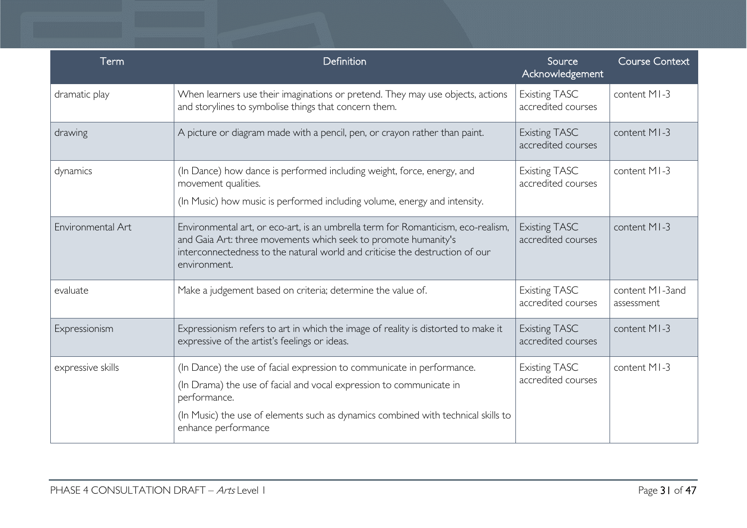| Term | Definition | Source Acknowledgement | Course Context |
|---|---|---|---|
| dramatic play | When learners use their imaginations or pretend. They may use objects, actions and storylines to symbolise things that concern them. | Existing TASC accredited courses | content M1-3 |
| drawing | A picture or diagram made with a pencil, pen, or crayon rather than paint. | Existing TASC accredited courses | content M1-3 |
| dynamics | (In Dance) how dance is performed including weight, force, energy, and movement qualities.<br>(In Music) how music is performed including volume, energy and intensity. | Existing TASC accredited courses | content M1-3 |
| Environmental Art | Environmental art, or eco-art, is an umbrella term for Romanticism, eco-realism, and Gaia Art: three movements which seek to promote humanity's interconnectedness to the natural world and criticise the destruction of our environment. | Existing TASC accredited courses | content M1-3 |
| evaluate | Make a judgement based on criteria; determine the value of. | Existing TASC accredited courses | content M1-3and assessment |
| Expressionism | Expressionism refers to art in which the image of reality is distorted to make it expressive of the artist's feelings or ideas. | Existing TASC accredited courses | content M1-3 |
| expressive skills | (In Dance) the use of facial expression to communicate in performance.<br>(In Drama) the use of facial and vocal expression to communicate in performance.<br>(In Music) the use of elements such as dynamics combined with technical skills to enhance performance | Existing TASC accredited courses | content M1-3 |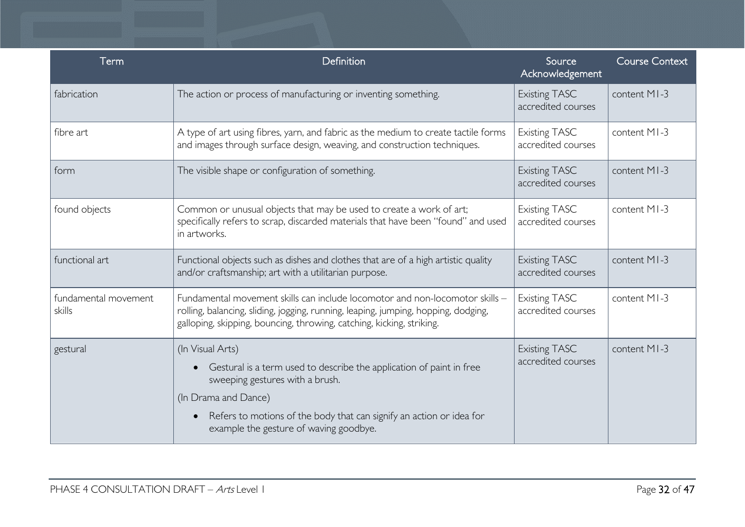| Term | Definition | Source Acknowledgement | Course Context |
|---|---|---|---|
| fabrication | The action or process of manufacturing or inventing something. | Existing TASC accredited courses | content M1-3 |
| fibre art | A type of art using fibres, yarn, and fabric as the medium to create tactile forms and images through surface design, weaving, and construction techniques. | Existing TASC accredited courses | content M1-3 |
| form | The visible shape or configuration of something. | Existing TASC accredited courses | content M1-3 |
| found objects | Common or unusual objects that may be used to create a work of art; specifically refers to scrap, discarded materials that have been "found" and used in artworks. | Existing TASC accredited courses | content M1-3 |
| functional art | Functional objects such as dishes and clothes that are of a high artistic quality and/or craftsmanship; art with a utilitarian purpose. | Existing TASC accredited courses | content M1-3 |
| fundamental movement skills | Fundamental movement skills can include locomotor and non-locomotor skills – rolling, balancing, sliding, jogging, running, leaping, jumping, hopping, dodging, galloping, skipping, bouncing, throwing, catching, kicking, striking. | Existing TASC accredited courses | content M1-3 |
| gestural | (In Visual Arts)<br>• Gestural is a term used to describe the application of paint in free sweeping gestures with a brush.<br>(In Drama and Dance)<br>• Refers to motions of the body that can signify an action or idea for example the gesture of waving goodbye. | Existing TASC accredited courses | content M1-3 |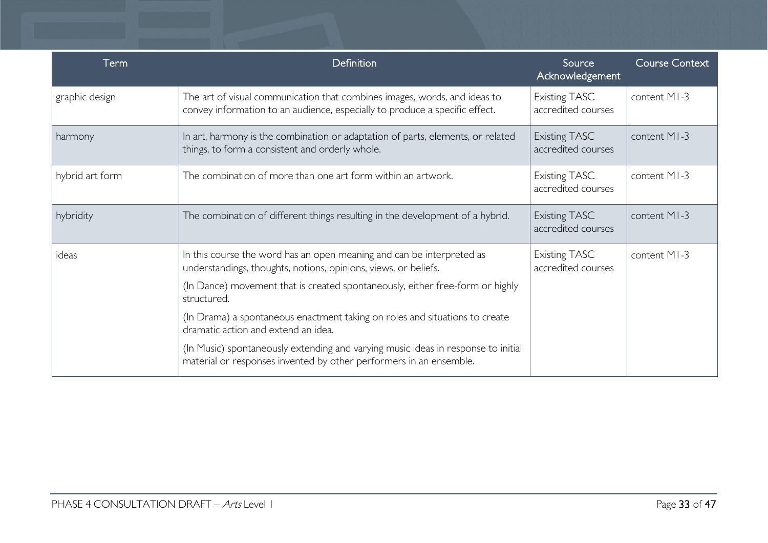| Term | Definition | Source Acknowledgement | Course Context |
|---|---|---|---|
| graphic design | The art of visual communication that combines images, words, and ideas to convey information to an audience, especially to produce a specific effect. | Existing TASC accredited courses | content M1-3 |
| harmony | In art, harmony is the combination or adaptation of parts, elements, or related things, to form a consistent and orderly whole. | Existing TASC accredited courses | content M1-3 |
| hybrid art form | The combination of more than one art form within an artwork. | Existing TASC accredited courses | content M1-3 |
| hybridity | The combination of different things resulting in the development of a hybrid. | Existing TASC accredited courses | content M1-3 |
| ideas | In this course the word has an open meaning and can be interpreted as understandings, thoughts, notions, opinions, views, or beliefs.<br>(In Dance) movement that is created spontaneously, either free-form or highly structured.<br>(In Drama) a spontaneous enactment taking on roles and situations to create dramatic action and extend an idea.<br>(In Music) spontaneously extending and varying music ideas in response to initial material or responses invented by other performers in an ensemble. | Existing TASC accredited courses | content M1-3 |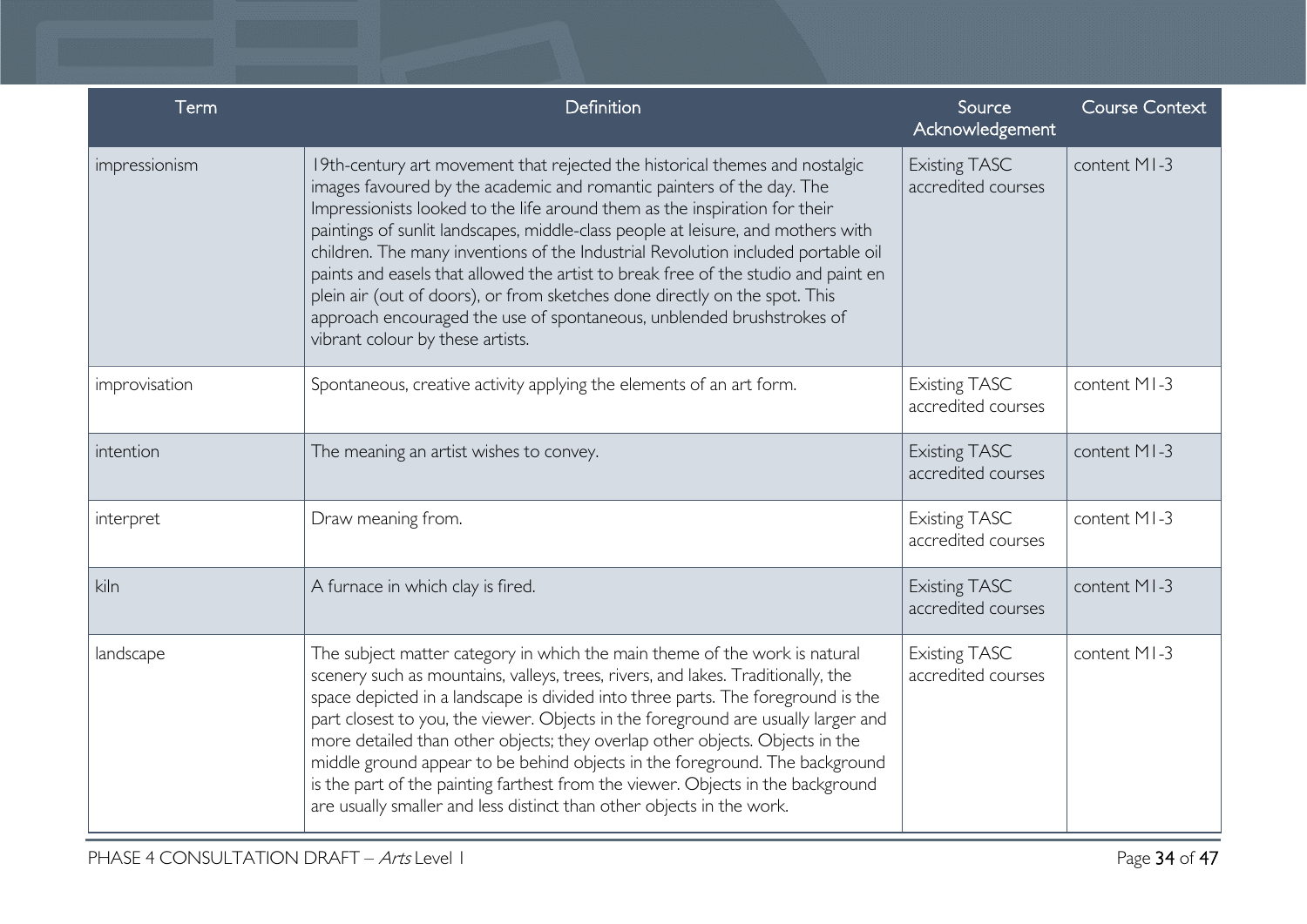| Term | Definition | Source Acknowledgement | Course Context |
|---|---|---|---|
| impressionism | 19th-century art movement that rejected the historical themes and nostalgic images favoured by the academic and romantic painters of the day. The Impressionists looked to the life around them as the inspiration for their paintings of sunlit landscapes, middle-class people at leisure, and mothers with children. The many inventions of the Industrial Revolution included portable oil paints and easels that allowed the artist to break free of the studio and paint en plein air (out of doors), or from sketches done directly on the spot. This approach encouraged the use of spontaneous, unblended brushstrokes of vibrant colour by these artists. | Existing TASC accredited courses | content M1-3 |
| improvisation | Spontaneous, creative activity applying the elements of an art form. | Existing TASC accredited courses | content M1-3 |
| intention | The meaning an artist wishes to convey. | Existing TASC accredited courses | content M1-3 |
| interpret | Draw meaning from. | Existing TASC accredited courses | content M1-3 |
| kiln | A furnace in which clay is fired. | Existing TASC accredited courses | content M1-3 |
| landscape | The subject matter category in which the main theme of the work is natural scenery such as mountains, valleys, trees, rivers, and lakes. Traditionally, the space depicted in a landscape is divided into three parts. The foreground is the part closest to you, the viewer. Objects in the foreground are usually larger and more detailed than other objects; they overlap other objects. Objects in the middle ground appear to be behind objects in the foreground. The background is the part of the painting farthest from the viewer. Objects in the background are usually smaller and less distinct than other objects in the work. | Existing TASC accredited courses | content M1-3 |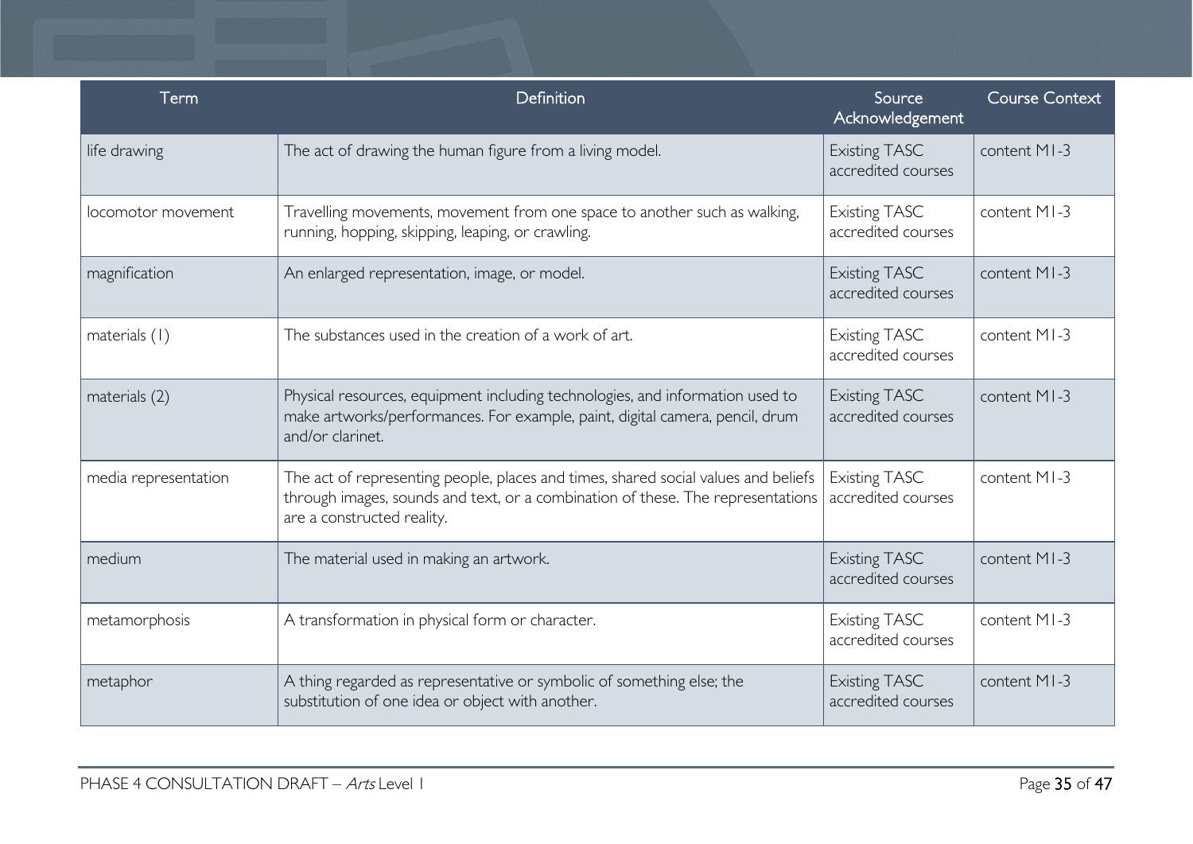| Term | Definition | Source Acknowledgement | Course Context |
| --- | --- | --- | --- |
| life drawing | The act of drawing the human figure from a living model. | Existing TASC accredited courses | content M1-3 |
| locomotor movement | Travelling movements, movement from one space to another such as walking, running, hopping, skipping, leaping, or crawling. | Existing TASC accredited courses | content M1-3 |
| magnification | An enlarged representation, image, or model. | Existing TASC accredited courses | content M1-3 |
| materials (1) | The substances used in the creation of a work of art. | Existing TASC accredited courses | content M1-3 |
| materials (2) | Physical resources, equipment including technologies, and information used to make artworks/performances. For example, paint, digital camera, pencil, drum and/or clarinet. | Existing TASC accredited courses | content M1-3 |
| media representation | The act of representing people, places and times, shared social values and beliefs through images, sounds and text, or a combination of these. The representations are a constructed reality. | Existing TASC accredited courses | content M1-3 |
| medium | The material used in making an artwork. | Existing TASC accredited courses | content M1-3 |
| metamorphosis | A transformation in physical form or character. | Existing TASC accredited courses | content M1-3 |
| metaphor | A thing regarded as representative or symbolic of something else; the substitution of one idea or object with another. | Existing TASC accredited courses | content M1-3 |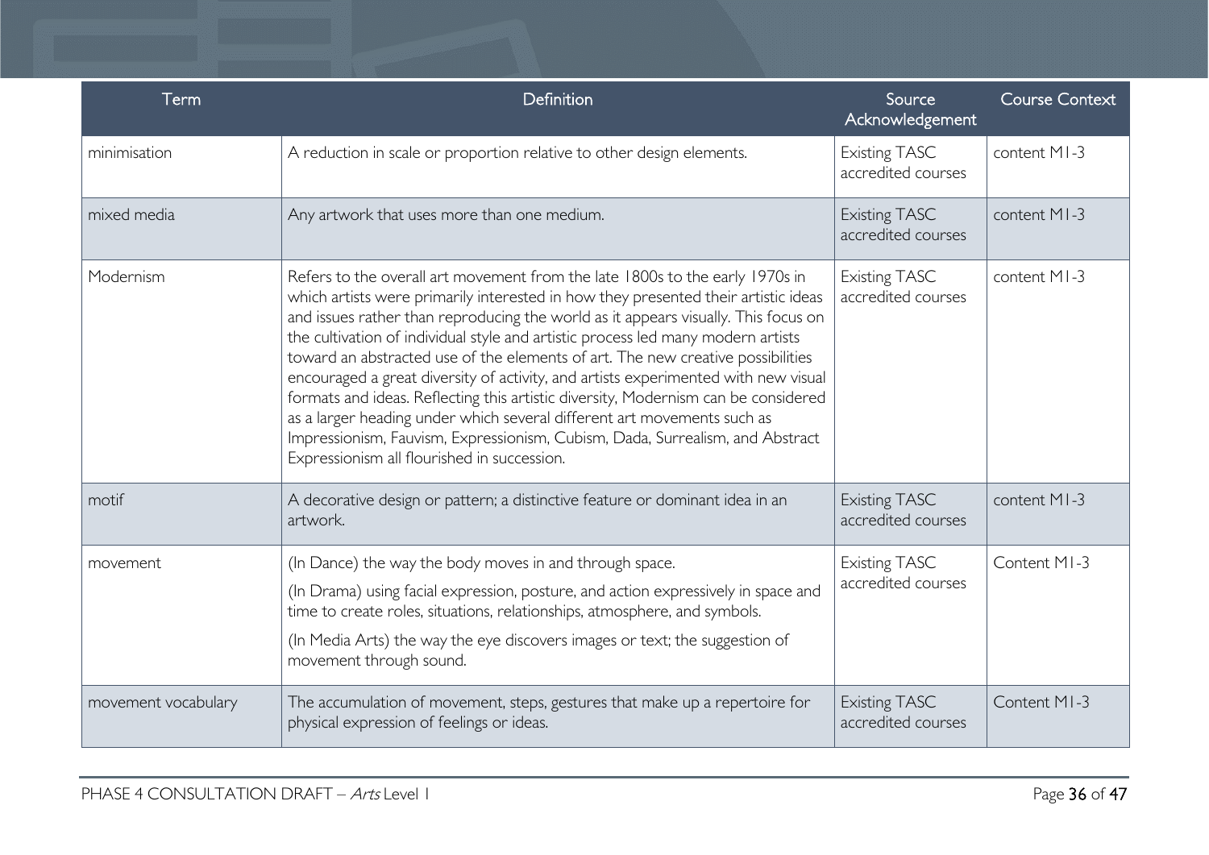| Term | Definition | Source Acknowledgement | Course Context |
| --- | --- | --- | --- |
| minimisation | A reduction in scale or proportion relative to other design elements. | Existing TASC accredited courses | content M1-3 |
| mixed media | Any artwork that uses more than one medium. | Existing TASC accredited courses | content M1-3 |
| Modernism | Refers to the overall art movement from the late 1800s to the early 1970s in which artists were primarily interested in how they presented their artistic ideas and issues rather than reproducing the world as it appears visually. This focus on the cultivation of individual style and artistic process led many modern artists toward an abstracted use of the elements of art. The new creative possibilities encouraged a great diversity of activity, and artists experimented with new visual formats and ideas. Reflecting this artistic diversity, Modernism can be considered as a larger heading under which several different art movements such as Impressionism, Fauvism, Expressionism, Cubism, Dada, Surrealism, and Abstract Expressionism all flourished in succession. | Existing TASC accredited courses | content M1-3 |
| motif | A decorative design or pattern; a distinctive feature or dominant idea in an artwork. | Existing TASC accredited courses | content M1-3 |
| movement | (In Dance) the way the body moves in and through space. (In Drama) using facial expression, posture, and action expressively in space and time to create roles, situations, relationships, atmosphere, and symbols. (In Media Arts) the way the eye discovers images or text; the suggestion of movement through sound. | Existing TASC accredited courses | Content M1-3 |
| movement vocabulary | The accumulation of movement, steps, gestures that make up a repertoire for physical expression of feelings or ideas. | Existing TASC accredited courses | Content M1-3 |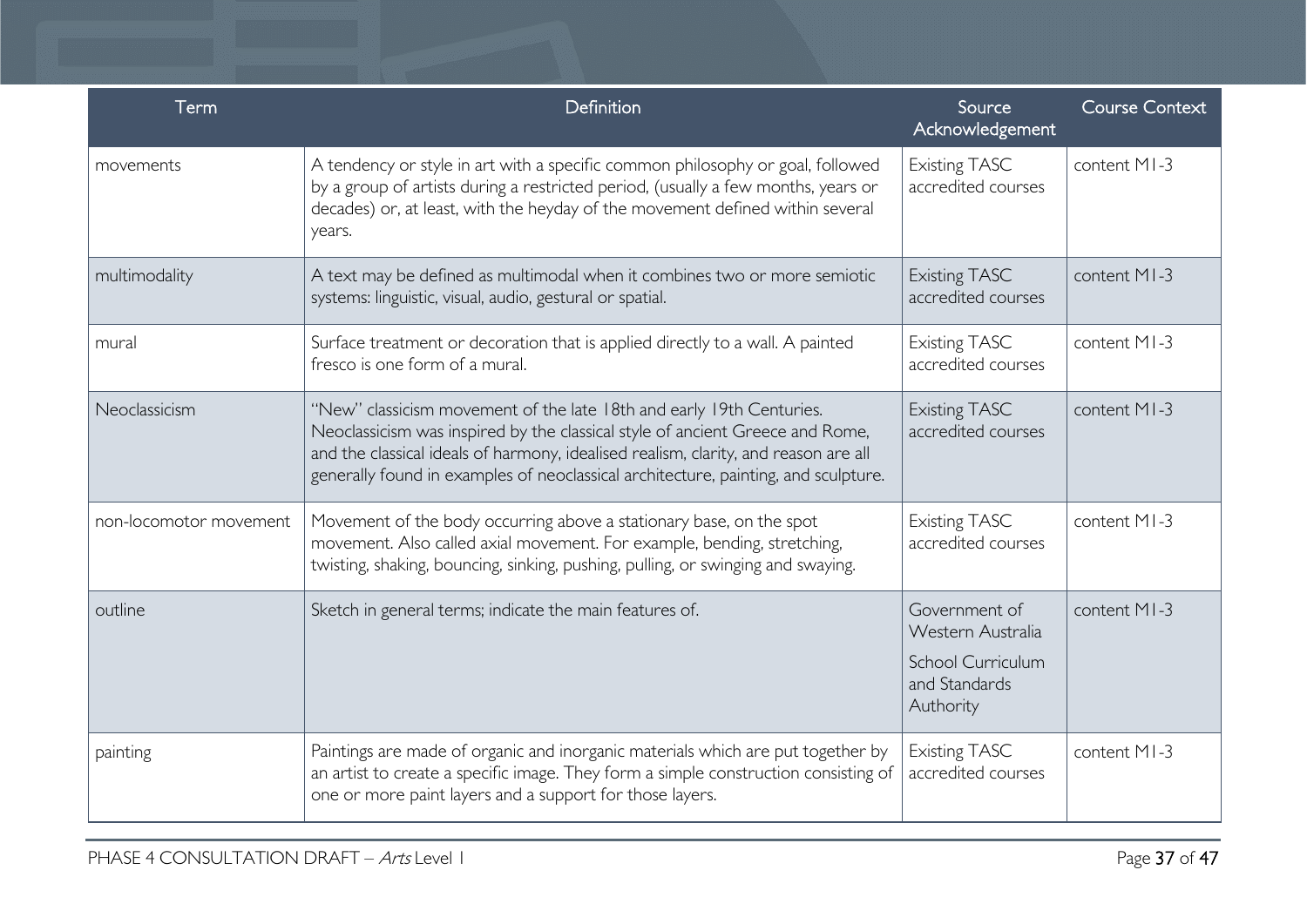| Term | Definition | Source Acknowledgement | Course Context |
| --- | --- | --- | --- |
| movements | A tendency or style in art with a specific common philosophy or goal, followed by a group of artists during a restricted period, (usually a few months, years or decades) or, at least, with the heyday of the movement defined within several years. | Existing TASC accredited courses | content M1-3 |
| multimodality | A text may be defined as multimodal when it combines two or more semiotic systems: linguistic, visual, audio, gestural or spatial. | Existing TASC accredited courses | content M1-3 |
| mural | Surface treatment or decoration that is applied directly to a wall. A painted fresco is one form of a mural. | Existing TASC accredited courses | content M1-3 |
| Neoclassicism | "New" classicism movement of the late 18th and early 19th Centuries. Neoclassicism was inspired by the classical style of ancient Greece and Rome, and the classical ideals of harmony, idealised realism, clarity, and reason are all generally found in examples of neoclassical architecture, painting, and sculpture. | Existing TASC accredited courses | content M1-3 |
| non-locomotor movement | Movement of the body occurring above a stationary base, on the spot movement. Also called axial movement. For example, bending, stretching, twisting, shaking, bouncing, sinking, pushing, pulling, or swinging and swaying. | Existing TASC accredited courses | content M1-3 |
| outline | Sketch in general terms; indicate the main features of. | Government of Western Australia School Curriculum and Standards Authority | content M1-3 |
| painting | Paintings are made of organic and inorganic materials which are put together by an artist to create a specific image. They form a simple construction consisting of one or more paint layers and a support for those layers. | Existing TASC accredited courses | content M1-3 |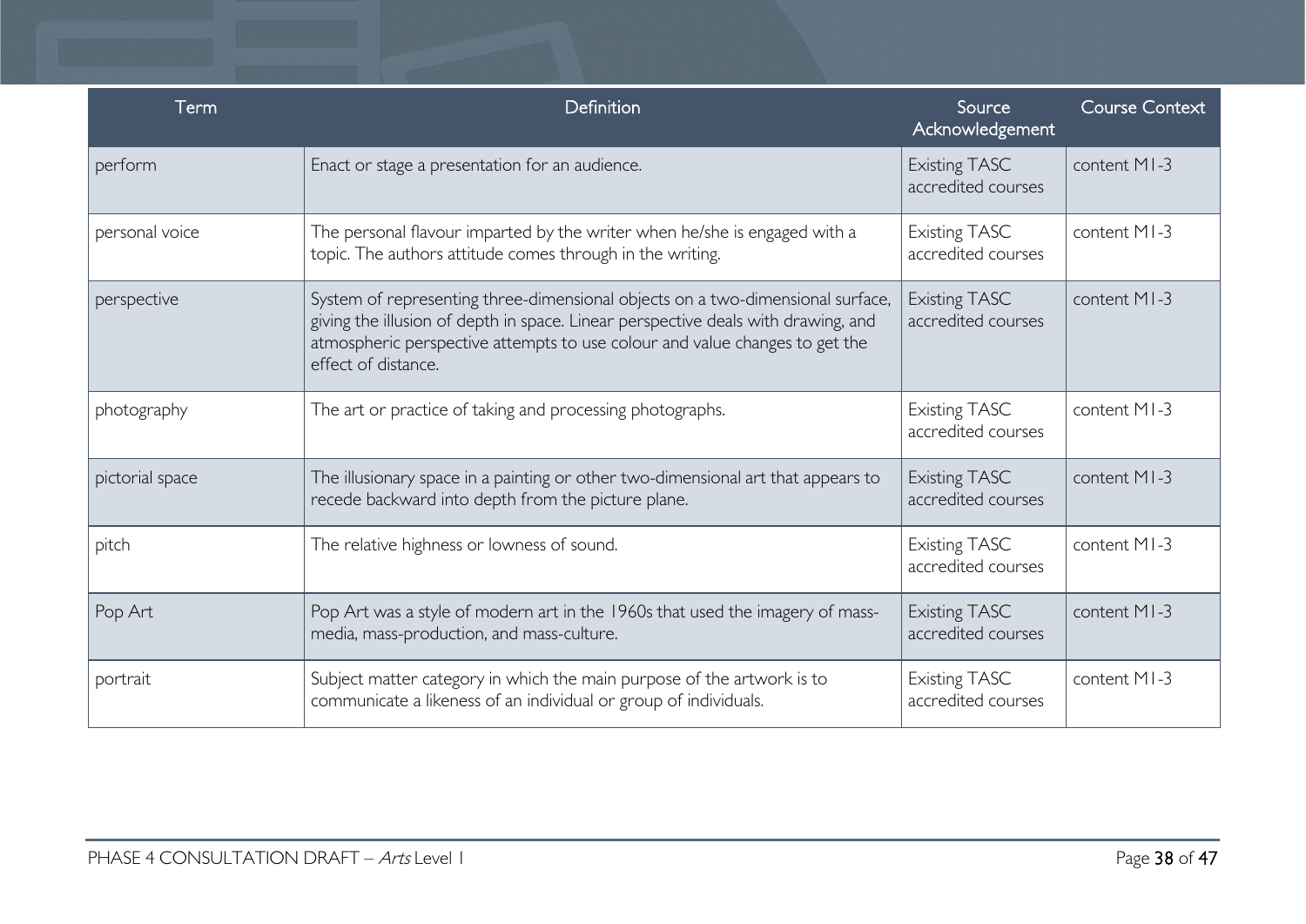| Term | Definition | Source Acknowledgement | Course Context |
|---|---|---|---|
| perform | Enact or stage a presentation for an audience. | Existing TASC accredited courses | content M1-3 |
| personal voice | The personal flavour imparted by the writer when he/she is engaged with a topic. The authors attitude comes through in the writing. | Existing TASC accredited courses | content M1-3 |
| perspective | System of representing three-dimensional objects on a two-dimensional surface, giving the illusion of depth in space. Linear perspective deals with drawing, and atmospheric perspective attempts to use colour and value changes to get the effect of distance. | Existing TASC accredited courses | content M1-3 |
| photography | The art or practice of taking and processing photographs. | Existing TASC accredited courses | content M1-3 |
| pictorial space | The illusionary space in a painting or other two-dimensional art that appears to recede backward into depth from the picture plane. | Existing TASC accredited courses | content M1-3 |
| pitch | The relative highness or lowness of sound. | Existing TASC accredited courses | content M1-3 |
| Pop Art | Pop Art was a style of modern art in the 1960s that used the imagery of mass-media, mass-production, and mass-culture. | Existing TASC accredited courses | content M1-3 |
| portrait | Subject matter category in which the main purpose of the artwork is to communicate a likeness of an individual or group of individuals. | Existing TASC accredited courses | content M1-3 |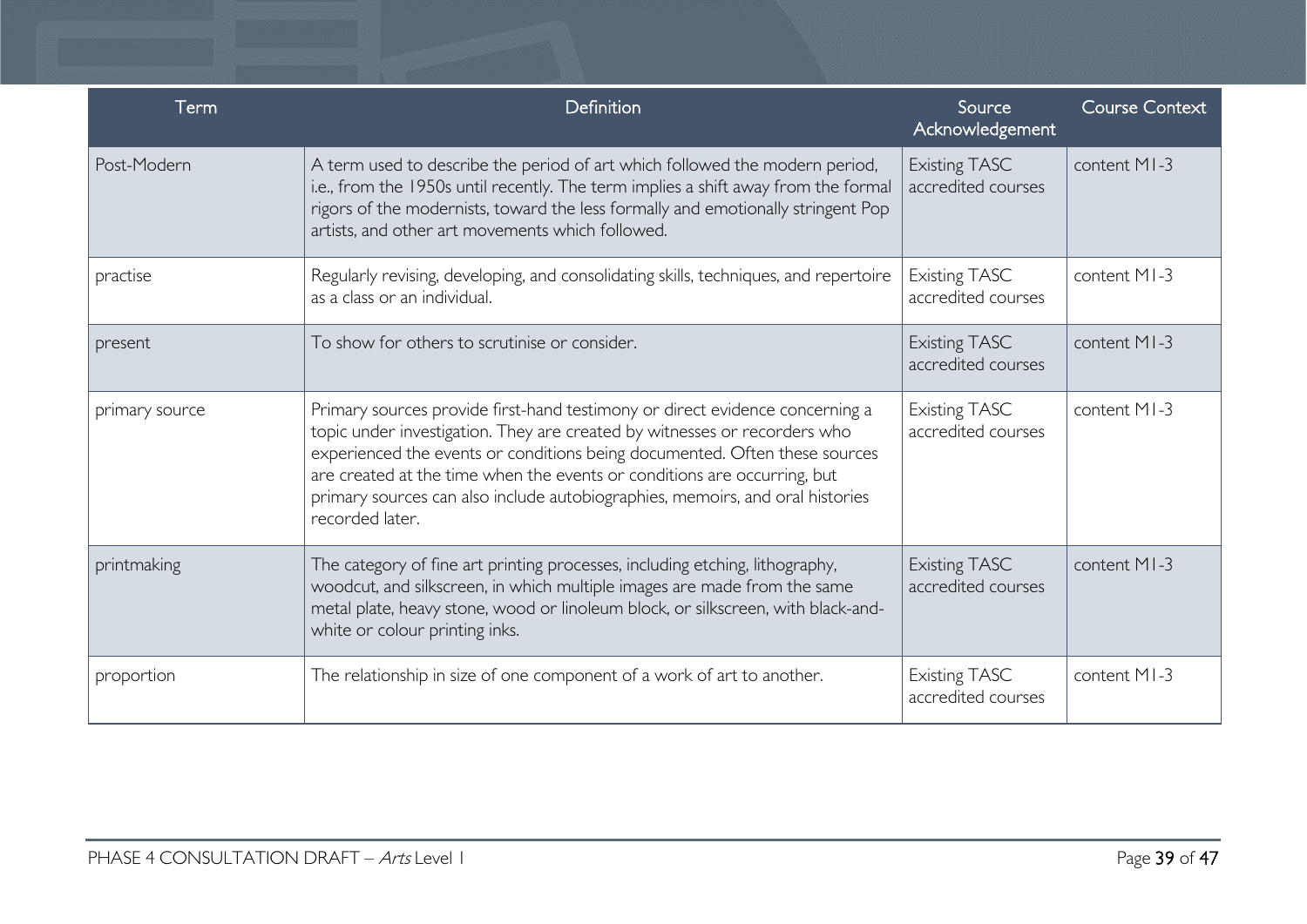| Term | Definition | Source Acknowledgement | Course Context |
|---|---|---|---|
| Post-Modern | A term used to describe the period of art which followed the modern period, i.e., from the 1950s until recently. The term implies a shift away from the formal rigors of the modernists, toward the less formally and emotionally stringent Pop artists, and other art movements which followed. | Existing TASC accredited courses | content M1-3 |
| practise | Regularly revising, developing, and consolidating skills, techniques, and repertoire as a class or an individual. | Existing TASC accredited courses | content M1-3 |
| present | To show for others to scrutinise or consider. | Existing TASC accredited courses | content M1-3 |
| primary source | Primary sources provide first-hand testimony or direct evidence concerning a topic under investigation. They are created by witnesses or recorders who experienced the events or conditions being documented. Often these sources are created at the time when the events or conditions are occurring, but primary sources can also include autobiographies, memoirs, and oral histories recorded later. | Existing TASC accredited courses | content M1-3 |
| printmaking | The category of fine art printing processes, including etching, lithography, woodcut, and silkscreen, in which multiple images are made from the same metal plate, heavy stone, wood or linoleum block, or silkscreen, with black-and-white or colour printing inks. | Existing TASC accredited courses | content M1-3 |
| proportion | The relationship in size of one component of a work of art to another. | Existing TASC accredited courses | content M1-3 |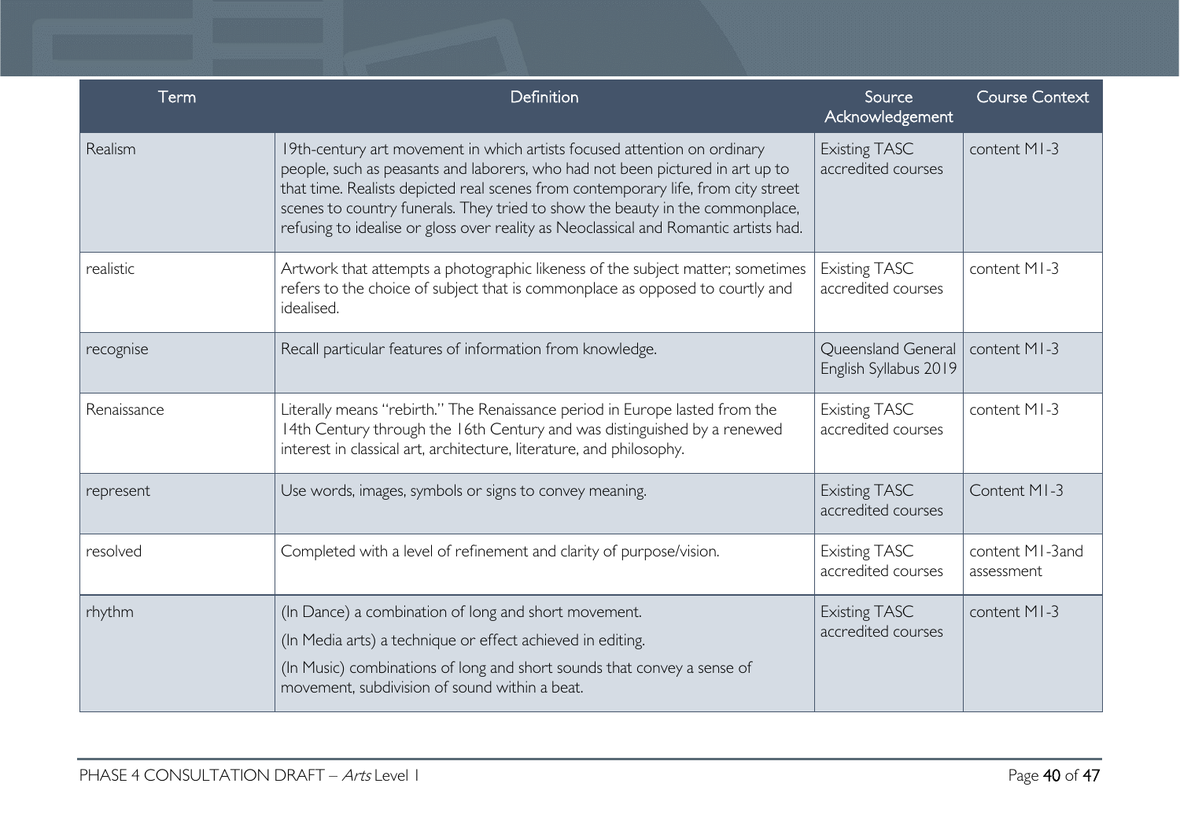| Term | Definition | Source Acknowledgement | Course Context |
|---|---|---|---|
| Realism | 19th-century art movement in which artists focused attention on ordinary people, such as peasants and laborers, who had not been pictured in art up to that time. Realists depicted real scenes from contemporary life, from city street scenes to country funerals. They tried to show the beauty in the commonplace, refusing to idealise or gloss over reality as Neoclassical and Romantic artists had. | Existing TASC accredited courses | content M1-3 |
| realistic | Artwork that attempts a photographic likeness of the subject matter; sometimes refers to the choice of subject that is commonplace as opposed to courtly and idealised. | Existing TASC accredited courses | content M1-3 |
| recognise | Recall particular features of information from knowledge. | Queensland General English Syllabus 2019 | content M1-3 |
| Renaissance | Literally means "rebirth." The Renaissance period in Europe lasted from the 14th Century through the 16th Century and was distinguished by a renewed interest in classical art, architecture, literature, and philosophy. | Existing TASC accredited courses | content M1-3 |
| represent | Use words, images, symbols or signs to convey meaning. | Existing TASC accredited courses | Content M1-3 |
| resolved | Completed with a level of refinement and clarity of purpose/vision. | Existing TASC accredited courses | content M1-3and assessment |
| rhythm | (In Dance) a combination of long and short movement.<br>(In Media arts) a technique or effect achieved in editing.<br>(In Music) combinations of long and short sounds that convey a sense of movement, subdivision of sound within a beat. | Existing TASC accredited courses | content M1-3 |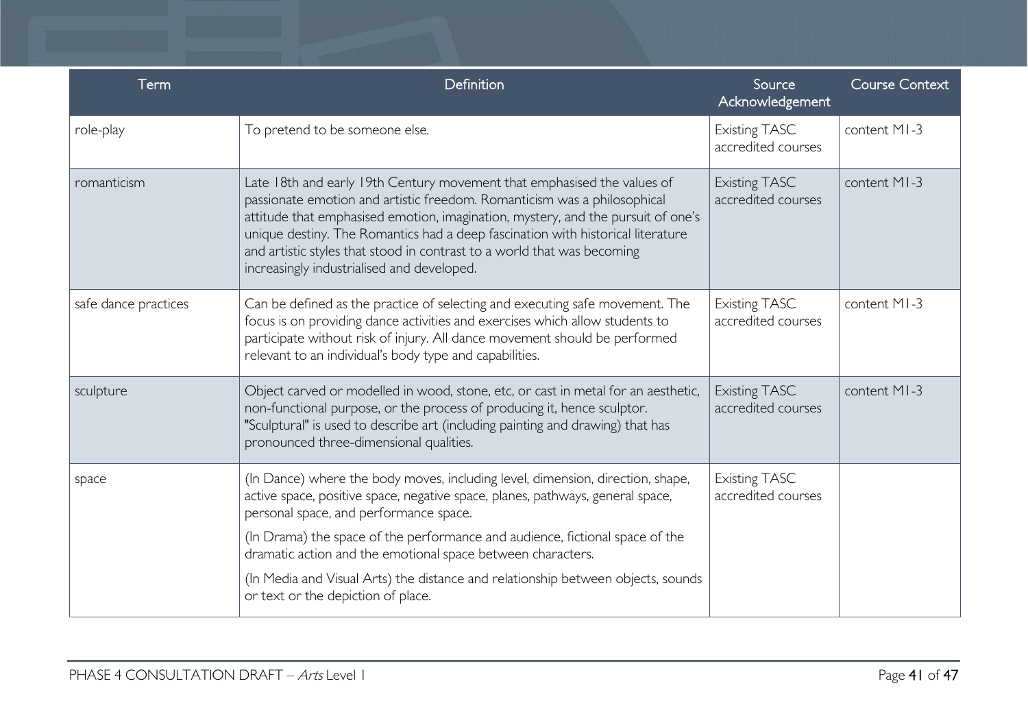| Term | Definition | Source Acknowledgement | Course Context |
|---|---|---|---|
| role-play | To pretend to be someone else. | Existing TASC accredited courses | content M1-3 |
| romanticism | Late 18th and early 19th Century movement that emphasised the values of passionate emotion and artistic freedom. Romanticism was a philosophical attitude that emphasised emotion, imagination, mystery, and the pursuit of one's unique destiny. The Romantics had a deep fascination with historical literature and artistic styles that stood in contrast to a world that was becoming increasingly industrialised and developed. | Existing TASC accredited courses | content M1-3 |
| safe dance practices | Can be defined as the practice of selecting and executing safe movement. The focus is on providing dance activities and exercises which allow students to participate without risk of injury. All dance movement should be performed relevant to an individual's body type and capabilities. | Existing TASC accredited courses | content M1-3 |
| sculpture | Object carved or modelled in wood, stone, etc, or cast in metal for an aesthetic, non-functional purpose, or the process of producing it, hence sculptor. "Sculptural" is used to describe art (including painting and drawing) that has pronounced three-dimensional qualities. | Existing TASC accredited courses | content M1-3 |
| space | (In Dance) where the body moves, including level, dimension, direction, shape, active space, positive space, negative space, planes, pathways, general space, personal space, and performance space.<br>(In Drama) the space of the performance and audience, fictional space of the dramatic action and the emotional space between characters.<br>(In Media and Visual Arts) the distance and relationship between objects, sounds or text or the depiction of place. | Existing TASC accredited courses | |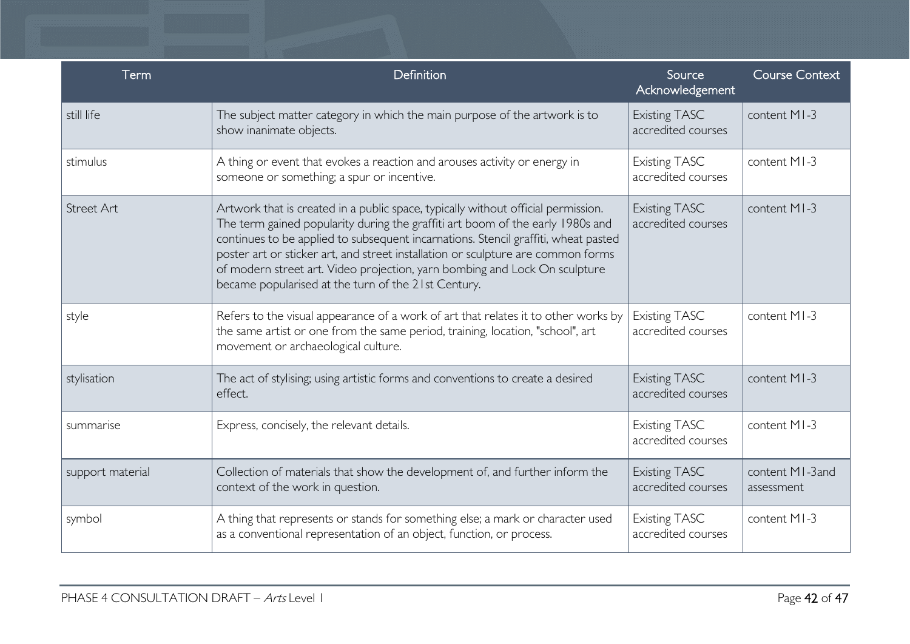| Term | Definition | Source Acknowledgement | Course Context |
| --- | --- | --- | --- |
| still life | The subject matter category in which the main purpose of the artwork is to show inanimate objects. | Existing TASC accredited courses | content M1-3 |
| stimulus | A thing or event that evokes a reaction and arouses activity or energy in someone or something; a spur or incentive. | Existing TASC accredited courses | content M1-3 |
| Street Art | Artwork that is created in a public space, typically without official permission. The term gained popularity during the graffiti art boom of the early 1980s and continues to be applied to subsequent incarnations. Stencil graffiti, wheat pasted poster art or sticker art, and street installation or sculpture are common forms of modern street art. Video projection, yarn bombing and Lock On sculpture became popularised at the turn of the 21st Century. | Existing TASC accredited courses | content M1-3 |
| style | Refers to the visual appearance of a work of art that relates it to other works by the same artist or one from the same period, training, location, "school", art movement or archaeological culture. | Existing TASC accredited courses | content M1-3 |
| stylisation | The act of stylising; using artistic forms and conventions to create a desired effect. | Existing TASC accredited courses | content M1-3 |
| summarise | Express, concisely, the relevant details. | Existing TASC accredited courses | content M1-3 |
| support material | Collection of materials that show the development of, and further inform the context of the work in question. | Existing TASC accredited courses | content M1-3and assessment |
| symbol | A thing that represents or stands for something else; a mark or character used as a conventional representation of an object, function, or process. | Existing TASC accredited courses | content M1-3 |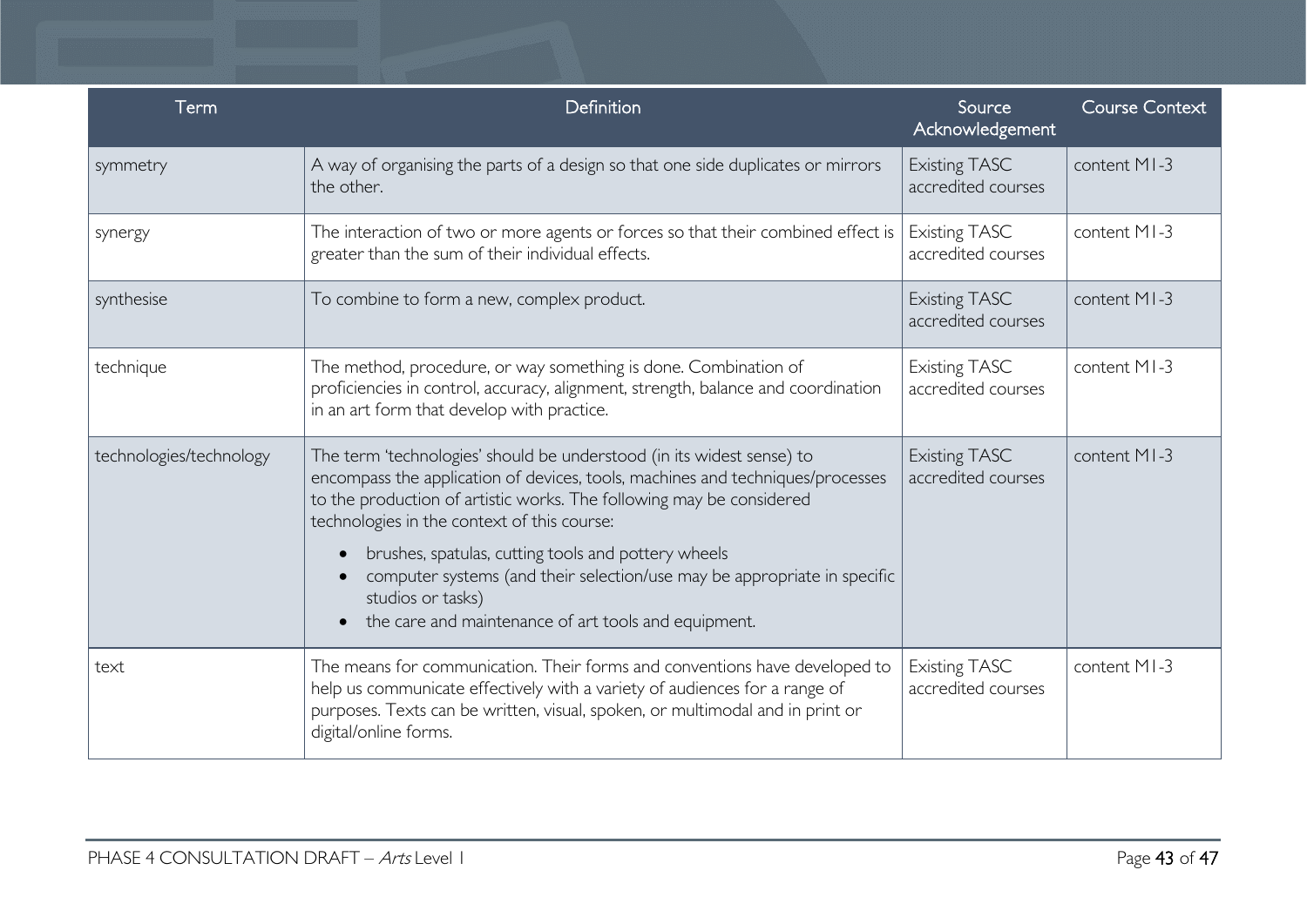| Term | Definition | Source Acknowledgement | Course Context |
|---|---|---|---|
| symmetry | A way of organising the parts of a design so that one side duplicates or mirrors the other. | Existing TASC accredited courses | content M1-3 |
| synergy | The interaction of two or more agents or forces so that their combined effect is greater than the sum of their individual effects. | Existing TASC accredited courses | content M1-3 |
| synthesise | To combine to form a new, complex product. | Existing TASC accredited courses | content M1-3 |
| technique | The method, procedure, or way something is done. Combination of proficiencies in control, accuracy, alignment, strength, balance and coordination in an art form that develop with practice. | Existing TASC accredited courses | content M1-3 |
| technologies/technology | The term 'technologies' should be understood (in its widest sense) to encompass the application of devices, tools, machines and techniques/processes to the production of artistic works. The following may be considered technologies in the context of this course:<br>• brushes, spatulas, cutting tools and pottery wheels<br>• computer systems (and their selection/use may be appropriate in specific studios or tasks)<br>• the care and maintenance of art tools and equipment. | Existing TASC accredited courses | content M1-3 |
| text | The means for communication. Their forms and conventions have developed to help us communicate effectively with a variety of audiences for a range of purposes. Texts can be written, visual, spoken, or multimodal and in print or digital/online forms. | Existing TASC accredited courses | content M1-3 |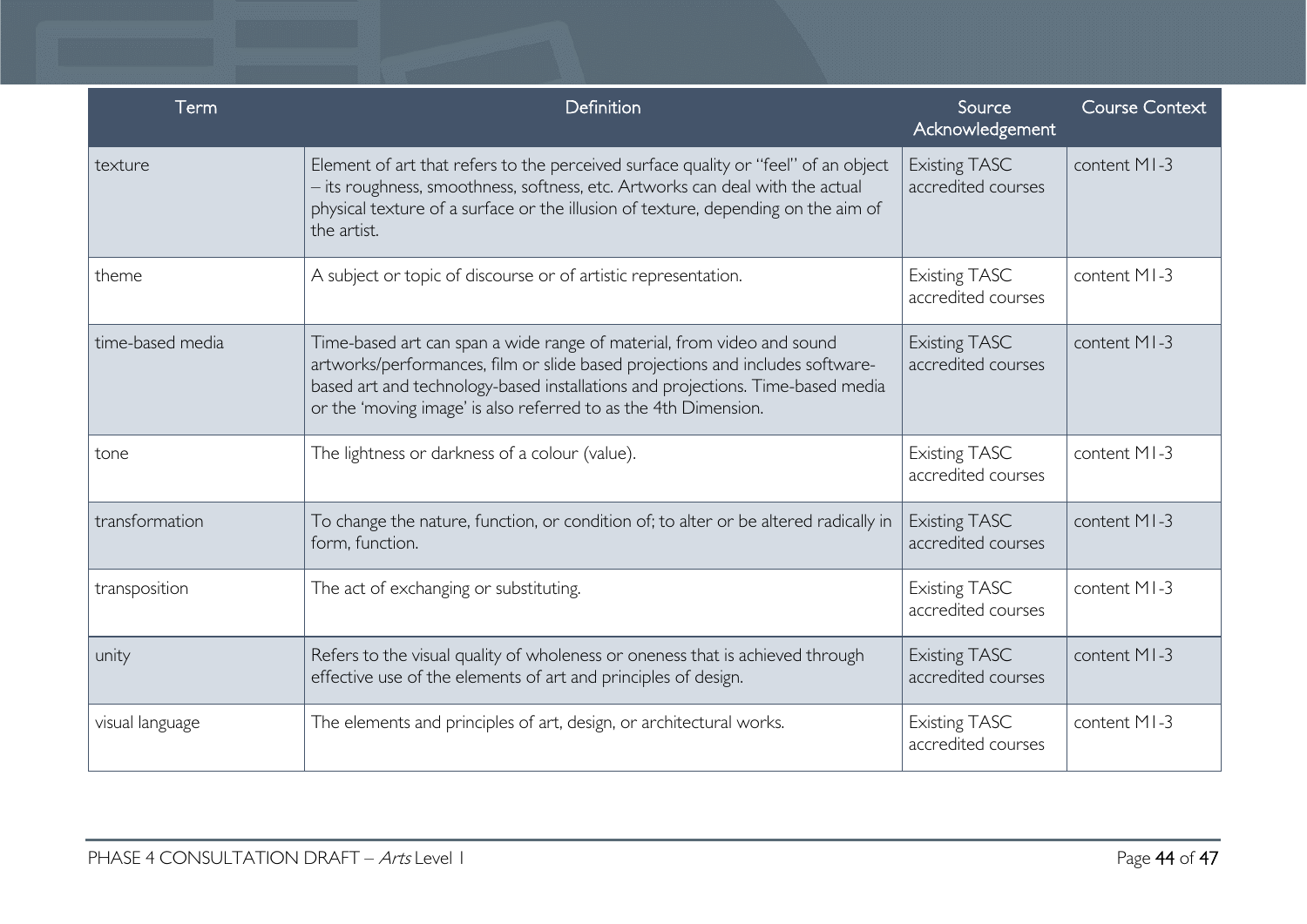| Term | Definition | Source Acknowledgement | Course Context |
| --- | --- | --- | --- |
| texture | Element of art that refers to the perceived surface quality or "feel" of an object – its roughness, smoothness, softness, etc. Artworks can deal with the actual physical texture of a surface or the illusion of texture, depending on the aim of the artist. | Existing TASC accredited courses | content M1-3 |
| theme | A subject or topic of discourse or of artistic representation. | Existing TASC accredited courses | content M1-3 |
| time-based media | Time-based art can span a wide range of material, from video and sound artworks/performances, film or slide based projections and includes software-based art and technology-based installations and projections. Time-based media or the 'moving image' is also referred to as the 4th Dimension. | Existing TASC accredited courses | content M1-3 |
| tone | The lightness or darkness of a colour (value). | Existing TASC accredited courses | content M1-3 |
| transformation | To change the nature, function, or condition of; to alter or be altered radically in form, function. | Existing TASC accredited courses | content M1-3 |
| transposition | The act of exchanging or substituting. | Existing TASC accredited courses | content M1-3 |
| unity | Refers to the visual quality of wholeness or oneness that is achieved through effective use of the elements of art and principles of design. | Existing TASC accredited courses | content M1-3 |
| visual language | The elements and principles of art, design, or architectural works. | Existing TASC accredited courses | content M1-3 |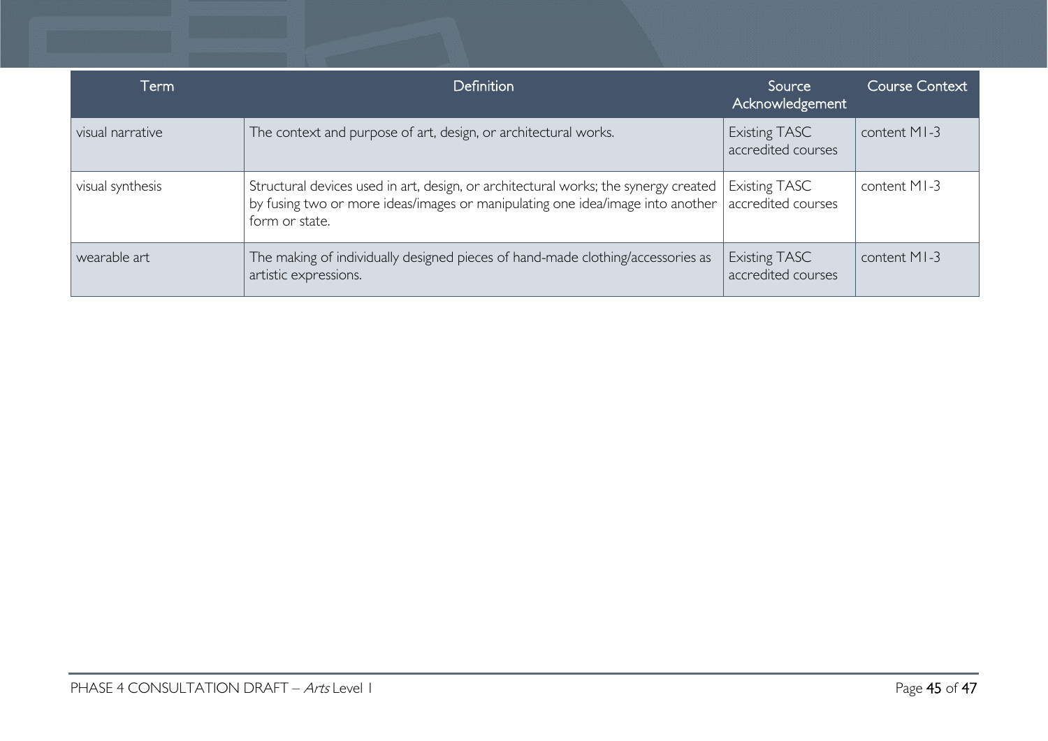| Term | Definition | Source Acknowledgement | Course Context |
| --- | --- | --- | --- |
| visual narrative | The context and purpose of art, design, or architectural works. | Existing TASC accredited courses | content M1-3 |
| visual synthesis | Structural devices used in art, design, or architectural works; the synergy created by fusing two or more ideas/images or manipulating one idea/image into another form or state. | Existing TASC accredited courses | content M1-3 |
| wearable art | The making of individually designed pieces of hand-made clothing/accessories as artistic expressions. | Existing TASC accredited courses | content M1-3 |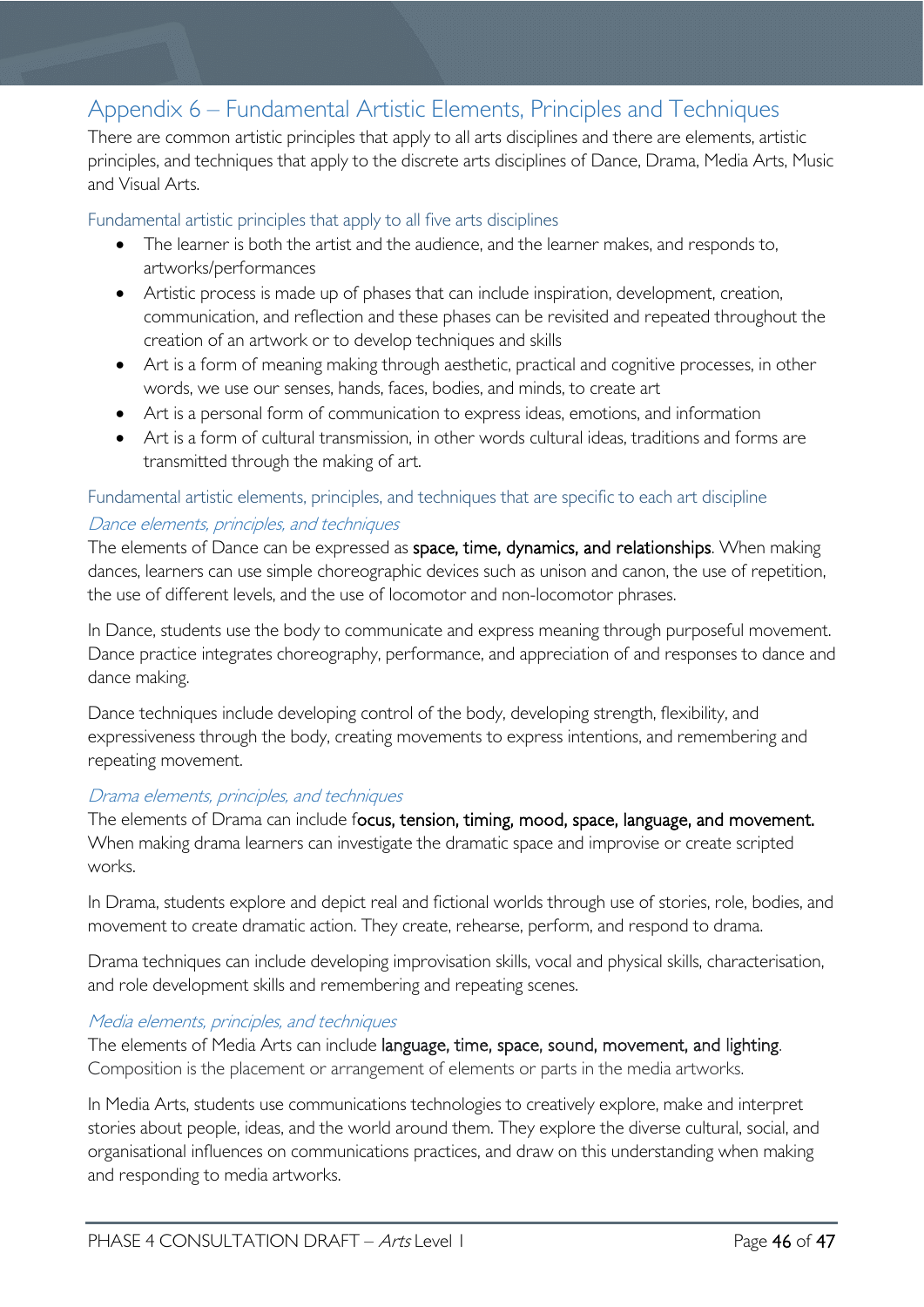# Appendix 6 – Fundamental Artistic Elements, Principles and Techniques

There are common artistic principles that apply to all arts disciplines and there are elements, artistic principles, and techniques that apply to the discrete arts disciplines of Dance, Drama, Media Arts, Music and Visual Arts.

## Fundamental artistic principles that apply to all five arts disciplines

- The learner is both the artist and the audience, and the learner makes, and responds to, artworks/performances
- Artistic process is made up of phases that can include inspiration, development, creation, communication, and reflection and these phases can be revisited and repeated throughout the creation of an artwork or to develop techniques and skills
- Art is a form of meaning making through aesthetic, practical and cognitive processes, in other words, we use our senses, hands, faces, bodies, and minds, to create art
- Art is a personal form of communication to express ideas, emotions, and information
- Art is a form of cultural transmission, in other words cultural ideas, traditions and forms are transmitted through the making of art.

## Fundamental artistic elements, principles, and techniques that are specific to each art discipline

### *Dance elements, principles, and techniques*

The elements of Dance can be expressed as **space, time, dynamics, and relationships**. When making dances, learners can use simple choreographic devices such as unison and canon, the use of repetition, the use of different levels, and the use of locomotor and non-locomotor phrases.

In Dance, students use the body to communicate and express meaning through purposeful movement. Dance practice integrates choreography, performance, and appreciation of and responses to dance and dance making.

Dance techniques include developing control of the body, developing strength, flexibility, and expressiveness through the body, creating movements to express intentions, and remembering and repeating movement.

### *Drama elements, principles, and techniques*

The elements of Drama can include f**ocus, tension, timing, mood, space, language, and movement.** When making drama learners can investigate the dramatic space and improvise or create scripted works.

In Drama, students explore and depict real and fictional worlds through use of stories, role, bodies, and movement to create dramatic action. They create, rehearse, perform, and respond to drama.

Drama techniques can include developing improvisation skills, vocal and physical skills, characterisation, and role development skills and remembering and repeating scenes.

### *Media elements, principles, and techniques*

The elements of Media Arts can include **language, time, space, sound, movement, and lighting**. Composition is the placement or arrangement of elements or parts in the media artworks.

In Media Arts, students use communications technologies to creatively explore, make and interpret stories about people, ideas, and the world around them. They explore the diverse cultural, social, and organisational influences on communications practices, and draw on this understanding when making and responding to media artworks.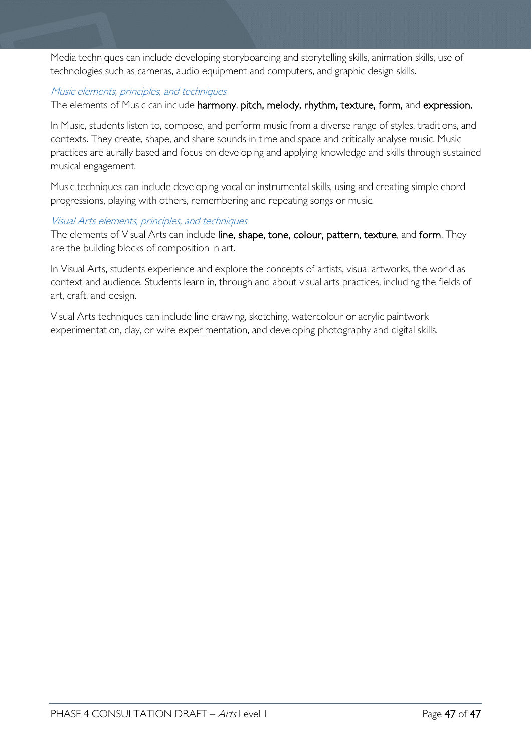Media techniques can include developing storyboarding and storytelling skills, animation skills, use of technologies such as cameras, audio equipment and computers, and graphic design skills.

### *Music elements, principles, and techniques*

The elements of Music can include **harmony**, **pitch, melody, rhythm, texture, form,** and **expression.**

In Music, students listen to, compose, and perform music from a diverse range of styles, traditions, and contexts. They create, shape, and share sounds in time and space and critically analyse music. Music practices are aurally based and focus on developing and applying knowledge and skills through sustained musical engagement.

Music techniques can include developing vocal or instrumental skills, using and creating simple chord progressions, playing with others, remembering and repeating songs or music.

### *Visual Arts elements, principles, and techniques*

The elements of Visual Arts can include **line, shape, tone, colour, pattern, texture**, and **form**. They are the building blocks of composition in art.

In Visual Arts, students experience and explore the concepts of artists, visual artworks, the world as context and audience. Students learn in, through and about visual arts practices, including the fields of art, craft, and design.

Visual Arts techniques can include line drawing, sketching, watercolour or acrylic paintwork experimentation, clay, or wire experimentation, and developing photography and digital skills.